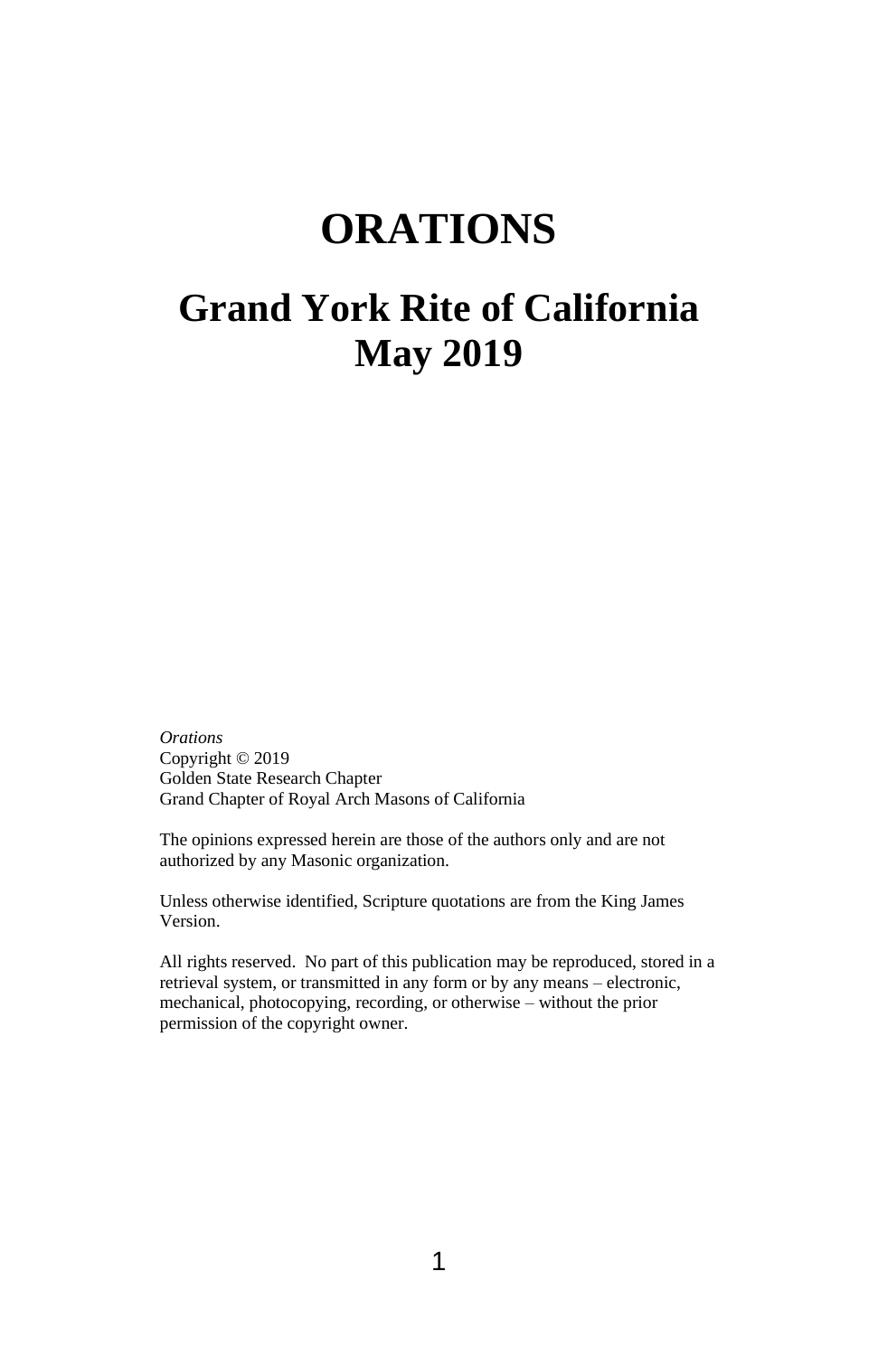# ORATIONS

## Grand York Rite of California
## May 2019

*Orations*
Copyright © 2019
Golden State Research Chapter
Grand Chapter of Royal Arch Masons of California

The opinions expressed herein are those of the authors only and are not authorized by any Masonic organization.

Unless otherwise identified, Scripture quotations are from the King James Version.

All rights reserved. No part of this publication may be reproduced, stored in a retrieval system, or transmitted in any form or by any means – electronic, mechanical, photocopying, recording, or otherwise – without the prior permission of the copyright owner.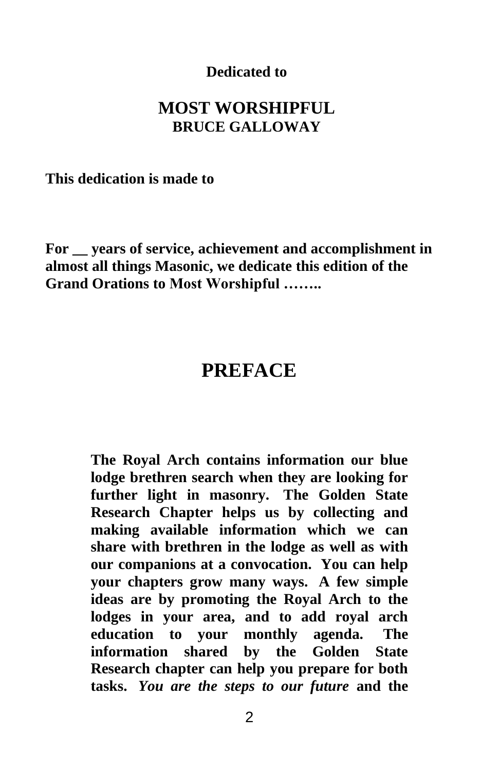**Dedicated to**

**MOST WORSHIPFUL**
**BRUCE GALLOWAY**

**This dedication is made to**

**For __ years of service, achievement and accomplishment in almost all things Masonic, we dedicate this edition of the Grand Orations to Most Worshipful ……..**

# PREFACE

**The Royal Arch contains information our blue lodge brethren search when they are looking for further light in masonry. The Golden State Research Chapter helps us by collecting and making available information which we can share with brethren in the lodge as well as with our companions at a convocation. You can help your chapters grow many ways. A few simple ideas are by promoting the Royal Arch to the lodges in your area, and to add royal arch education to your monthly agenda. The information shared by the Golden State Research chapter can help you prepare for both tasks. *You are the steps to our future* and the**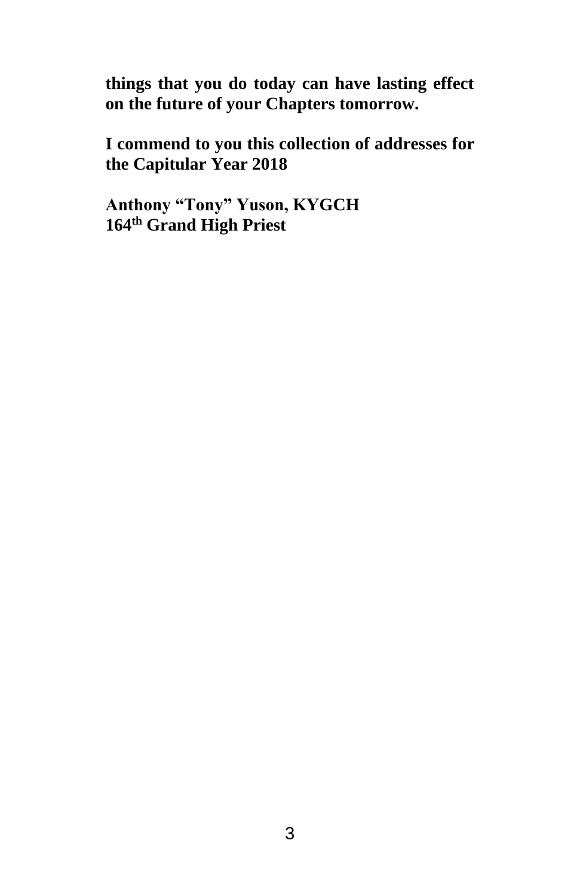**things that you do today can have lasting effect on the future of your Chapters tomorrow.**

**I commend to you this collection of addresses for the Capitular Year 2018**

**Anthony "Tony" Yuson, KYGCH**
**164th Grand High Priest**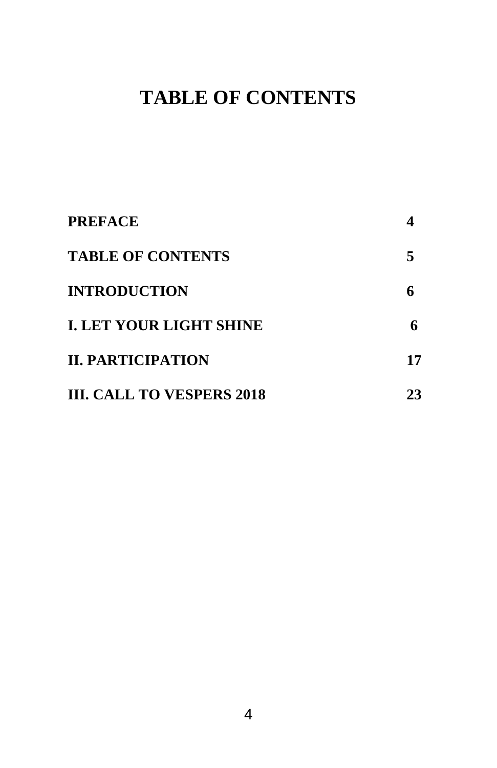# TABLE OF CONTENTS

| | |
|---|---|
| **PREFACE** | **4** |
| **TABLE OF CONTENTS** | **5** |
| **INTRODUCTION** | **6** |
| **I. LET YOUR LIGHT SHINE** | **6** |
| **II. PARTICIPATION** | **17** |
| **III. CALL TO VESPERS 2018** | **23** |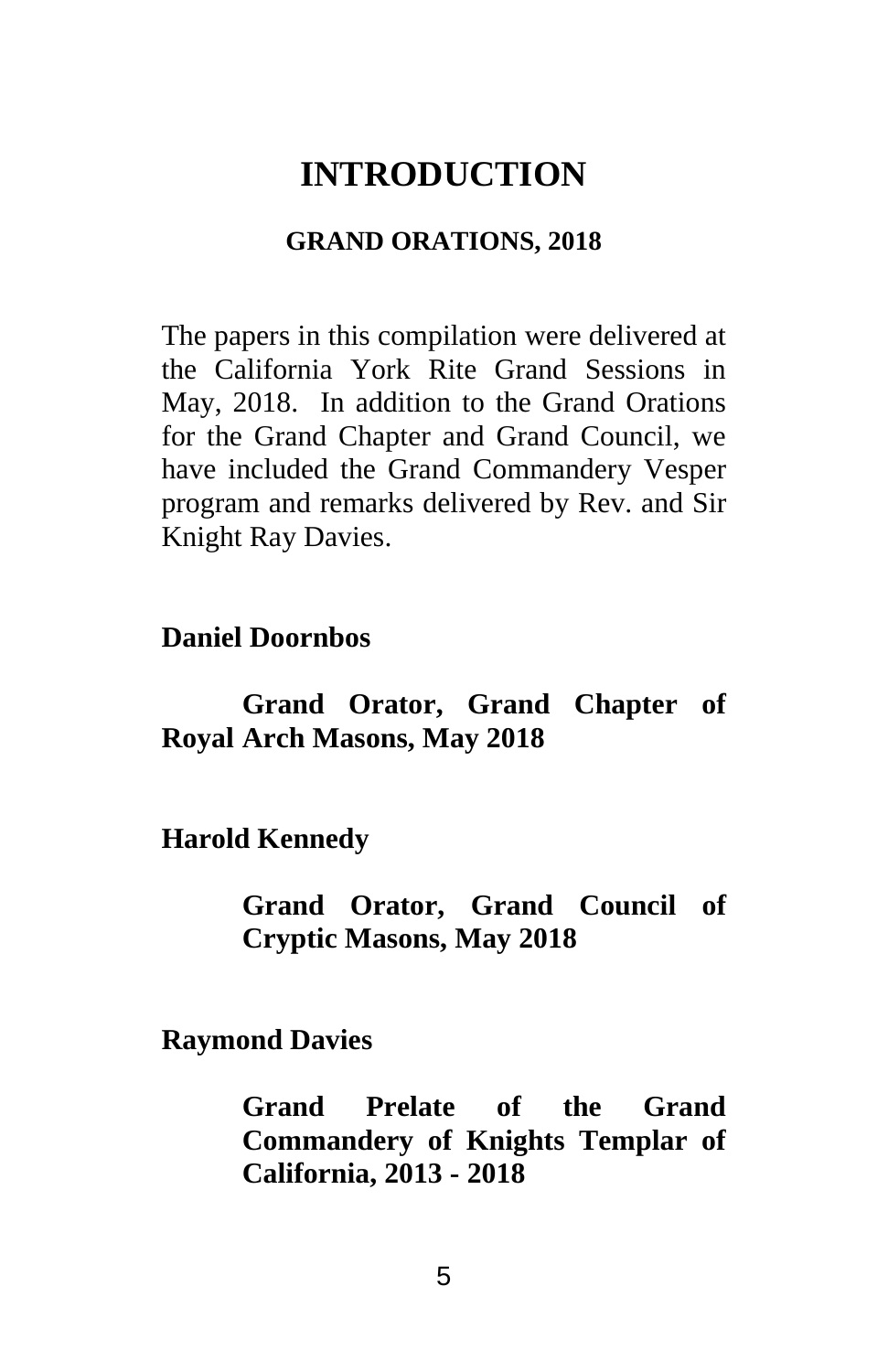# INTRODUCTION

## GRAND ORATIONS, 2018

The papers in this compilation were delivered at the California York Rite Grand Sessions in May, 2018. In addition to the Grand Orations for the Grand Chapter and Grand Council, we have included the Grand Commandery Vesper program and remarks delivered by Rev. and Sir Knight Ray Davies.

**Daniel Doornbos**

**Grand Orator, Grand Chapter of Royal Arch Masons, May 2018**

**Harold Kennedy**

**Grand Orator, Grand Council of Cryptic Masons, May 2018**

**Raymond Davies**

**Grand Prelate of the Grand Commandery of Knights Templar of California, 2013 - 2018**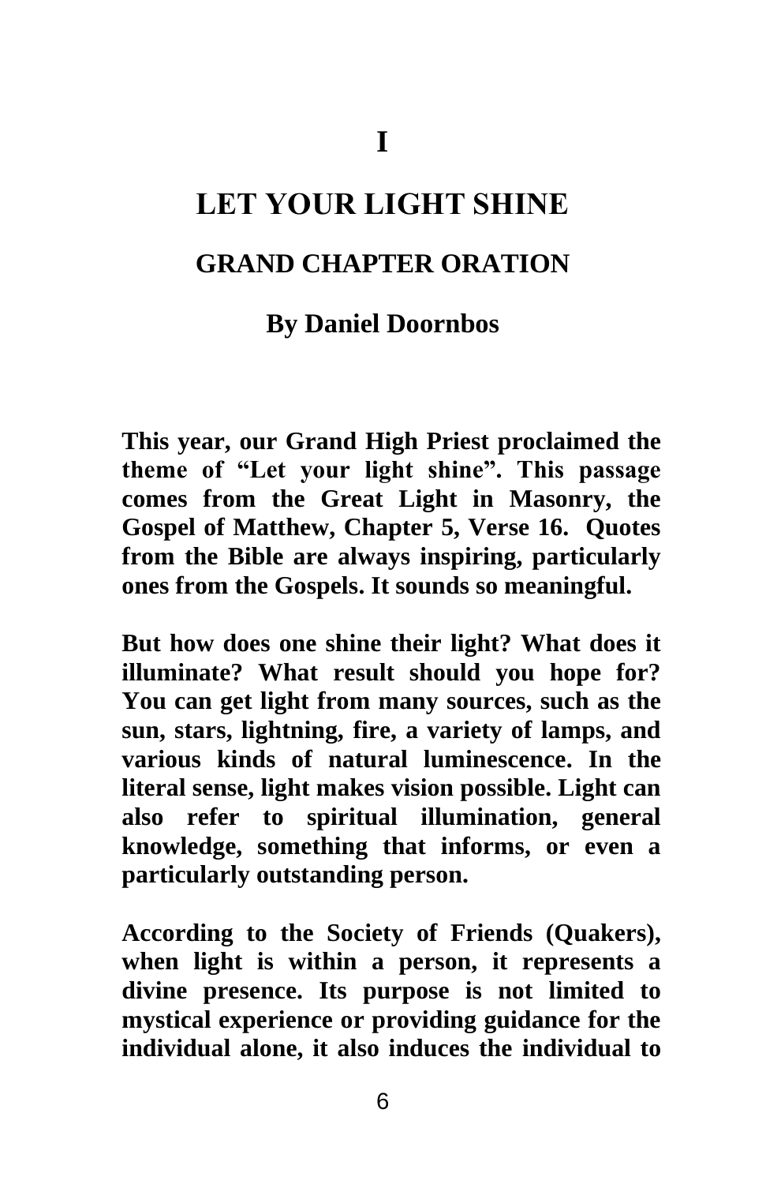# I

# LET YOUR LIGHT SHINE

## GRAND CHAPTER ORATION

### By Daniel Doornbos

**This year, our Grand High Priest proclaimed the theme of "Let your light shine". This passage comes from the Great Light in Masonry, the Gospel of Matthew, Chapter 5, Verse 16. Quotes from the Bible are always inspiring, particularly ones from the Gospels. It sounds so meaningful.**

**But how does one shine their light? What does it illuminate? What result should you hope for? You can get light from many sources, such as the sun, stars, lightning, fire, a variety of lamps, and various kinds of natural luminescence. In the literal sense, light makes vision possible. Light can also refer to spiritual illumination, general knowledge, something that informs, or even a particularly outstanding person.**

**According to the Society of Friends (Quakers), when light is within a person, it represents a divine presence. Its purpose is not limited to mystical experience or providing guidance for the individual alone, it also induces the individual to**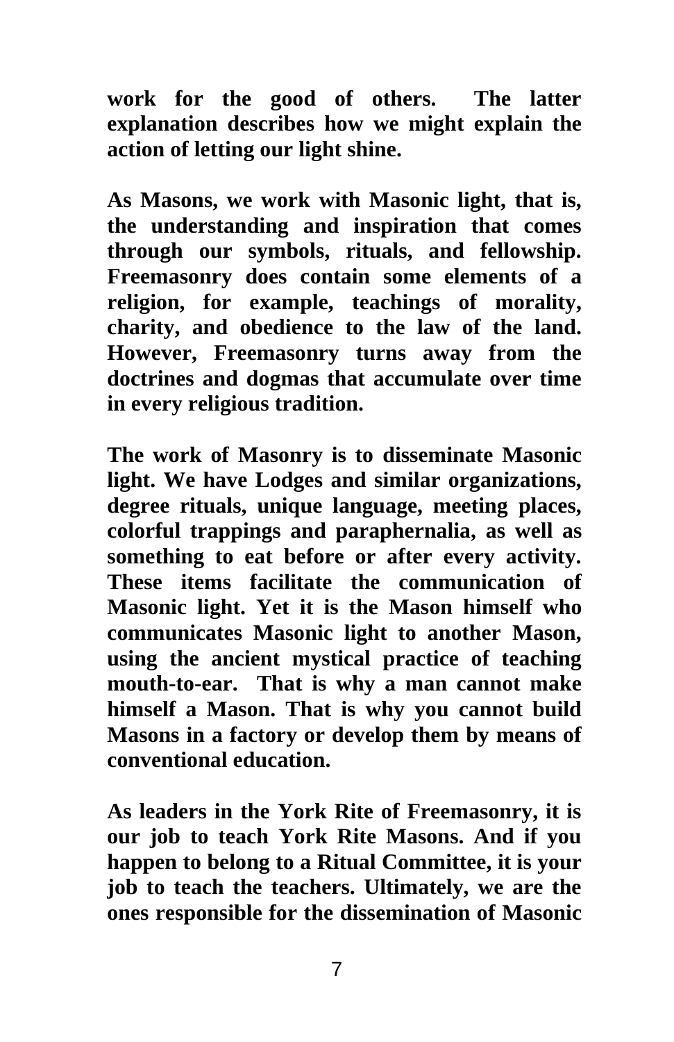work for the good of others. The latter explanation describes how we might explain the action of letting our light shine.

As Masons, we work with Masonic light, that is, the understanding and inspiration that comes through our symbols, rituals, and fellowship. Freemasonry does contain some elements of a religion, for example, teachings of morality, charity, and obedience to the law of the land. However, Freemasonry turns away from the doctrines and dogmas that accumulate over time in every religious tradition.

The work of Masonry is to disseminate Masonic light. We have Lodges and similar organizations, degree rituals, unique language, meeting places, colorful trappings and paraphernalia, as well as something to eat before or after every activity. These items facilitate the communication of Masonic light. Yet it is the Mason himself who communicates Masonic light to another Mason, using the ancient mystical practice of teaching mouth-to-ear. That is why a man cannot make himself a Mason. That is why you cannot build Masons in a factory or develop them by means of conventional education.

As leaders in the York Rite of Freemasonry, it is our job to teach York Rite Masons. And if you happen to belong to a Ritual Committee, it is your job to teach the teachers. Ultimately, we are the ones responsible for the dissemination of Masonic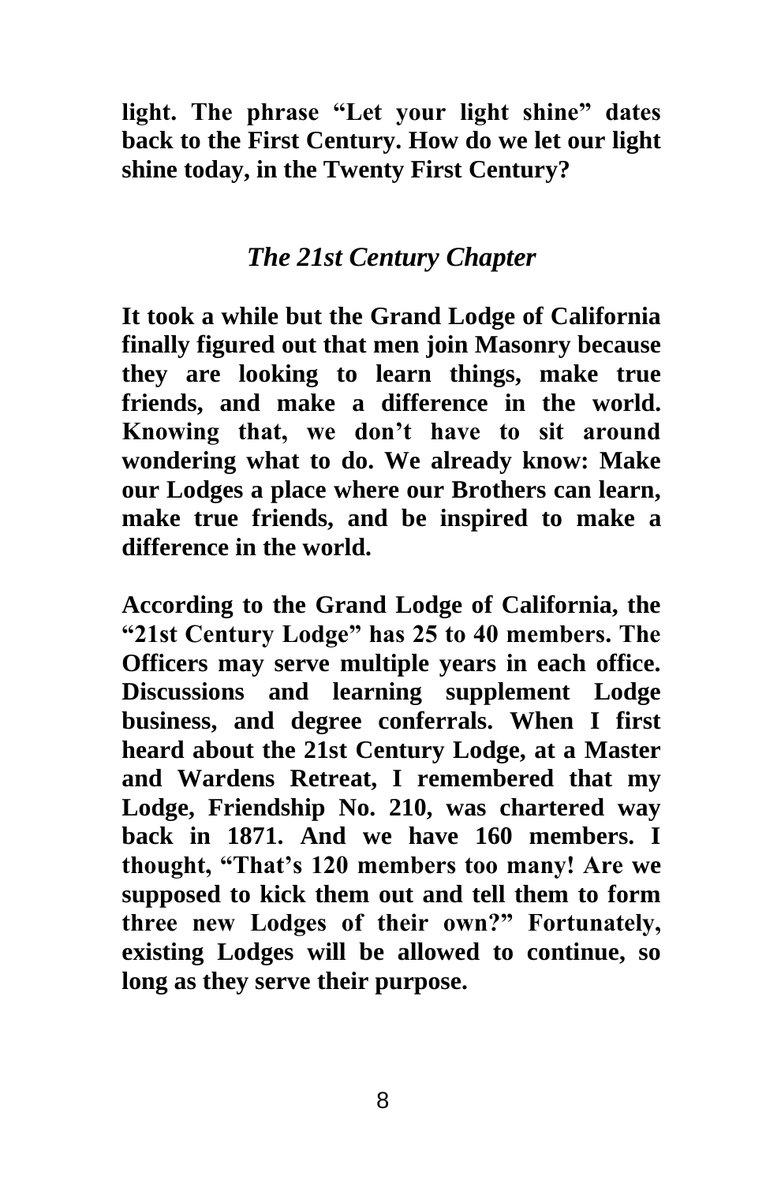**light. The phrase "Let your light shine" dates back to the First Century. How do we let our light shine today, in the Twenty First Century?**

## *The 21st Century Chapter*

**It took a while but the Grand Lodge of California finally figured out that men join Masonry because they are looking to learn things, make true friends, and make a difference in the world. Knowing that, we don't have to sit around wondering what to do. We already know: Make our Lodges a place where our Brothers can learn, make true friends, and be inspired to make a difference in the world.**

**According to the Grand Lodge of California, the "21st Century Lodge" has 25 to 40 members. The Officers may serve multiple years in each office. Discussions and learning supplement Lodge business, and degree conferrals. When I first heard about the 21st Century Lodge, at a Master and Wardens Retreat, I remembered that my Lodge, Friendship No. 210, was chartered way back in 1871. And we have 160 members. I thought, "That's 120 members too many! Are we supposed to kick them out and tell them to form three new Lodges of their own?" Fortunately, existing Lodges will be allowed to continue, so long as they serve their purpose.**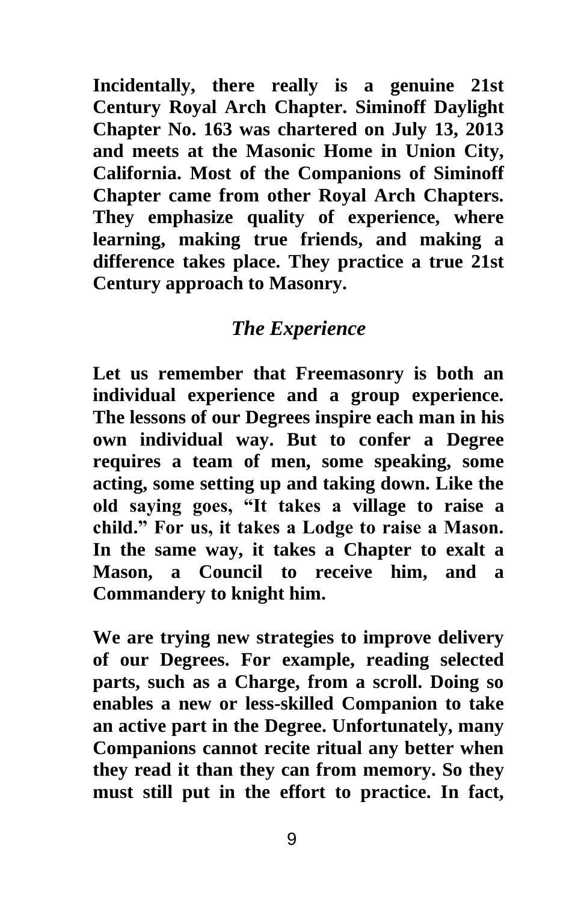**Incidentally, there really is a genuine 21st Century Royal Arch Chapter. Siminoff Daylight Chapter No. 163 was chartered on July 13, 2013 and meets at the Masonic Home in Union City, California. Most of the Companions of Siminoff Chapter came from other Royal Arch Chapters. They emphasize quality of experience, where learning, making true friends, and making a difference takes place. They practice a true 21st Century approach to Masonry.**

### *The Experience*

**Let us remember that Freemasonry is both an individual experience and a group experience. The lessons of our Degrees inspire each man in his own individual way. But to confer a Degree requires a team of men, some speaking, some acting, some setting up and taking down. Like the old saying goes, "It takes a village to raise a child." For us, it takes a Lodge to raise a Mason. In the same way, it takes a Chapter to exalt a Mason, a Council to receive him, and a Commandery to knight him.**

**We are trying new strategies to improve delivery of our Degrees. For example, reading selected parts, such as a Charge, from a scroll. Doing so enables a new or less-skilled Companion to take an active part in the Degree. Unfortunately, many Companions cannot recite ritual any better when they read it than they can from memory. So they must still put in the effort to practice. In fact,**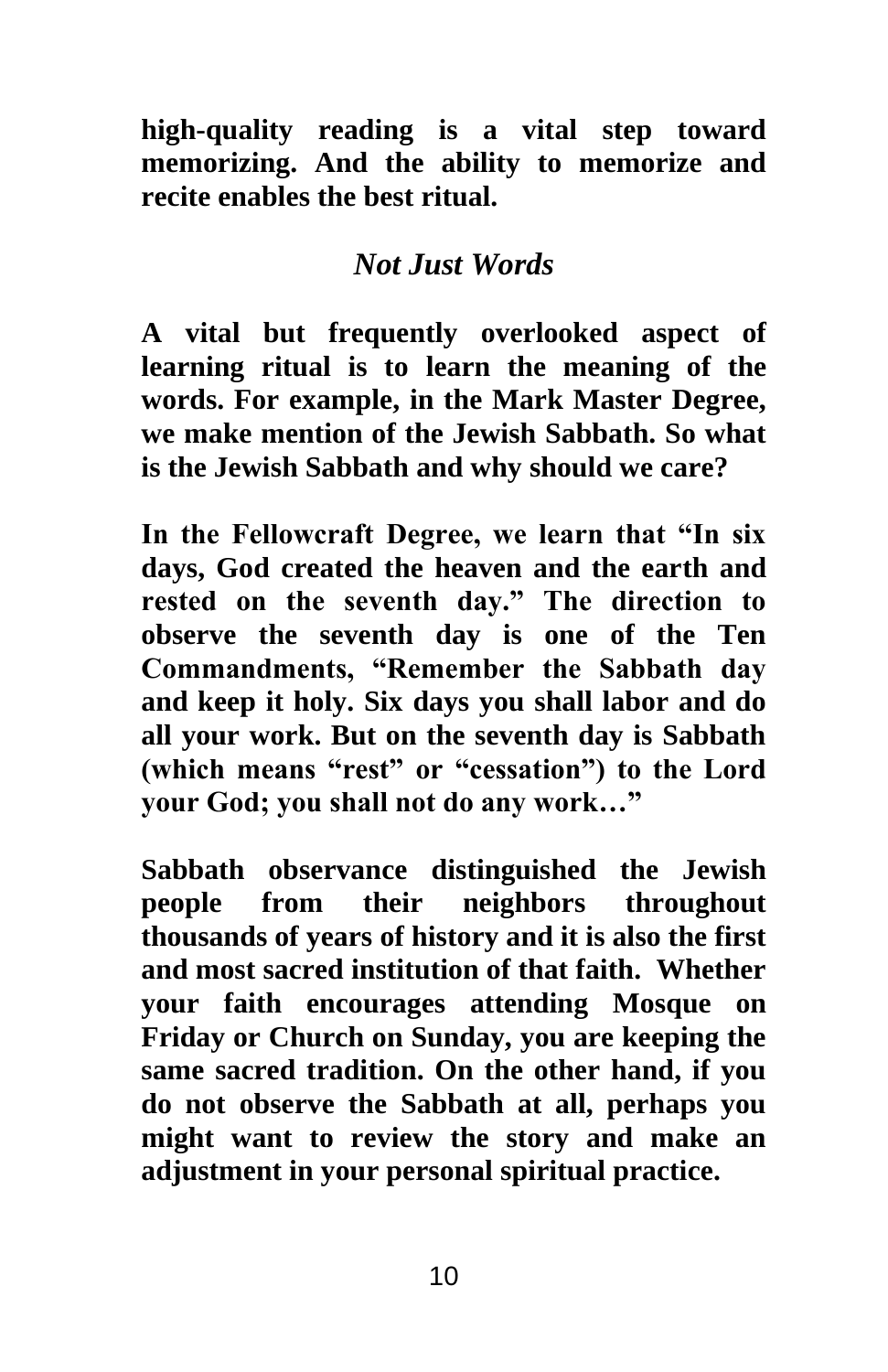**high-quality reading is a vital step toward memorizing. And the ability to memorize and recite enables the best ritual.**

### *Not Just Words*

**A vital but frequently overlooked aspect of learning ritual is to learn the meaning of the words. For example, in the Mark Master Degree, we make mention of the Jewish Sabbath. So what is the Jewish Sabbath and why should we care?**

**In the Fellowcraft Degree, we learn that "In six days, God created the heaven and the earth and rested on the seventh day." The direction to observe the seventh day is one of the Ten Commandments, "Remember the Sabbath day and keep it holy. Six days you shall labor and do all your work. But on the seventh day is Sabbath (which means "rest" or "cessation") to the Lord your God; you shall not do any work…"**

**Sabbath observance distinguished the Jewish people from their neighbors throughout thousands of years of history and it is also the first and most sacred institution of that faith. Whether your faith encourages attending Mosque on Friday or Church on Sunday, you are keeping the same sacred tradition. On the other hand, if you do not observe the Sabbath at all, perhaps you might want to review the story and make an adjustment in your personal spiritual practice.**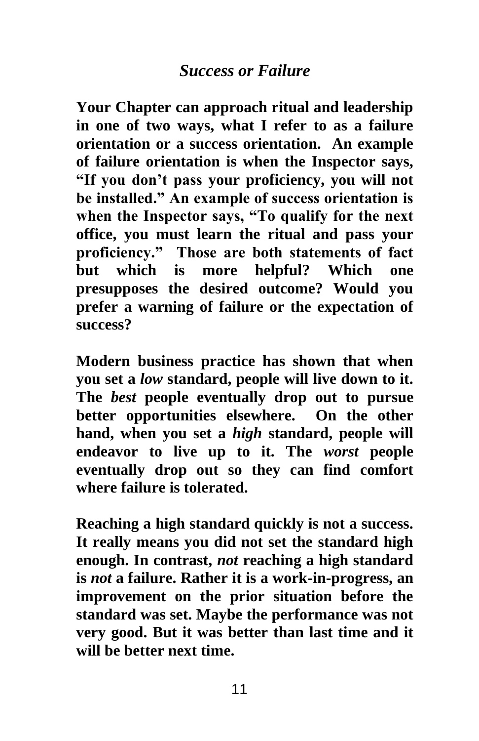## *Success or Failure*

**Your Chapter can approach ritual and leadership in one of two ways, what I refer to as a failure orientation or a success orientation. An example of failure orientation is when the Inspector says, "If you don't pass your proficiency, you will not be installed." An example of success orientation is when the Inspector says, "To qualify for the next office, you must learn the ritual and pass your proficiency." Those are both statements of fact but which is more helpful? Which one presupposes the desired outcome? Would you prefer a warning of failure or the expectation of success?**

**Modern business practice has shown that when you set a *low* standard, people will live down to it. The *best* people eventually drop out to pursue better opportunities elsewhere. On the other hand, when you set a *high* standard, people will endeavor to live up to it. The *worst* people eventually drop out so they can find comfort where failure is tolerated.**

**Reaching a high standard quickly is not a success. It really means you did not set the standard high enough. In contrast, *not* reaching a high standard is *not* a failure. Rather it is a work-in-progress, an improvement on the prior situation before the standard was set. Maybe the performance was not very good. But it was better than last time and it will be better next time.**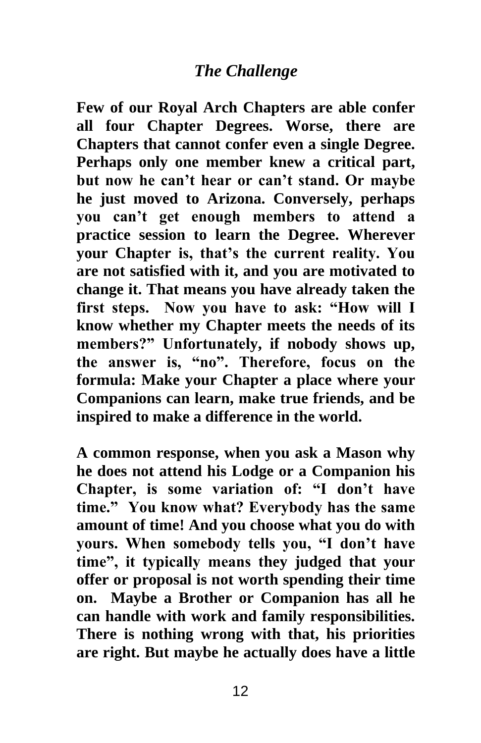## *The Challenge*

**Few of our Royal Arch Chapters are able confer all four Chapter Degrees. Worse, there are Chapters that cannot confer even a single Degree. Perhaps only one member knew a critical part, but now he can't hear or can't stand. Or maybe he just moved to Arizona. Conversely, perhaps you can't get enough members to attend a practice session to learn the Degree. Wherever your Chapter is, that's the current reality. You are not satisfied with it, and you are motivated to change it. That means you have already taken the first steps. Now you have to ask: "How will I know whether my Chapter meets the needs of its members?" Unfortunately, if nobody shows up, the answer is, "no". Therefore, focus on the formula: Make your Chapter a place where your Companions can learn, make true friends, and be inspired to make a difference in the world.**

**A common response, when you ask a Mason why he does not attend his Lodge or a Companion his Chapter, is some variation of: "I don't have time." You know what? Everybody has the same amount of time! And you choose what you do with yours. When somebody tells you, "I don't have time", it typically means they judged that your offer or proposal is not worth spending their time on. Maybe a Brother or Companion has all he can handle with work and family responsibilities. There is nothing wrong with that, his priorities are right. But maybe he actually does have a little**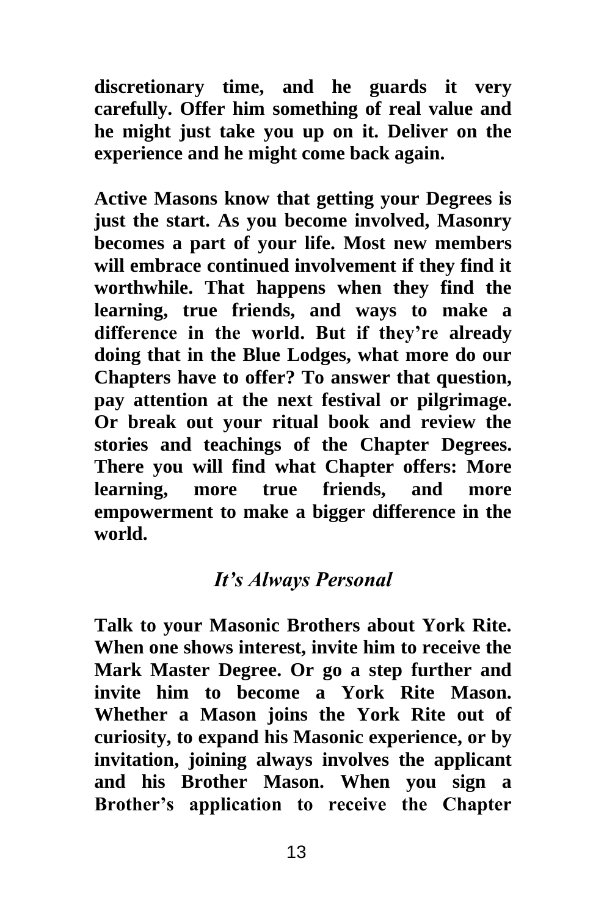**discretionary time, and he guards it very carefully. Offer him something of real value and he might just take you up on it. Deliver on the experience and he might come back again.**

**Active Masons know that getting your Degrees is just the start. As you become involved, Masonry becomes a part of your life. Most new members will embrace continued involvement if they find it worthwhile. That happens when they find the learning, true friends, and ways to make a difference in the world. But if they're already doing that in the Blue Lodges, what more do our Chapters have to offer? To answer that question, pay attention at the next festival or pilgrimage. Or break out your ritual book and review the stories and teachings of the Chapter Degrees. There you will find what Chapter offers: More learning, more true friends, and more empowerment to make a bigger difference in the world.**

### *It's Always Personal*

**Talk to your Masonic Brothers about York Rite. When one shows interest, invite him to receive the Mark Master Degree. Or go a step further and invite him to become a York Rite Mason. Whether a Mason joins the York Rite out of curiosity, to expand his Masonic experience, or by invitation, joining always involves the applicant and his Brother Mason. When you sign a Brother's application to receive the Chapter**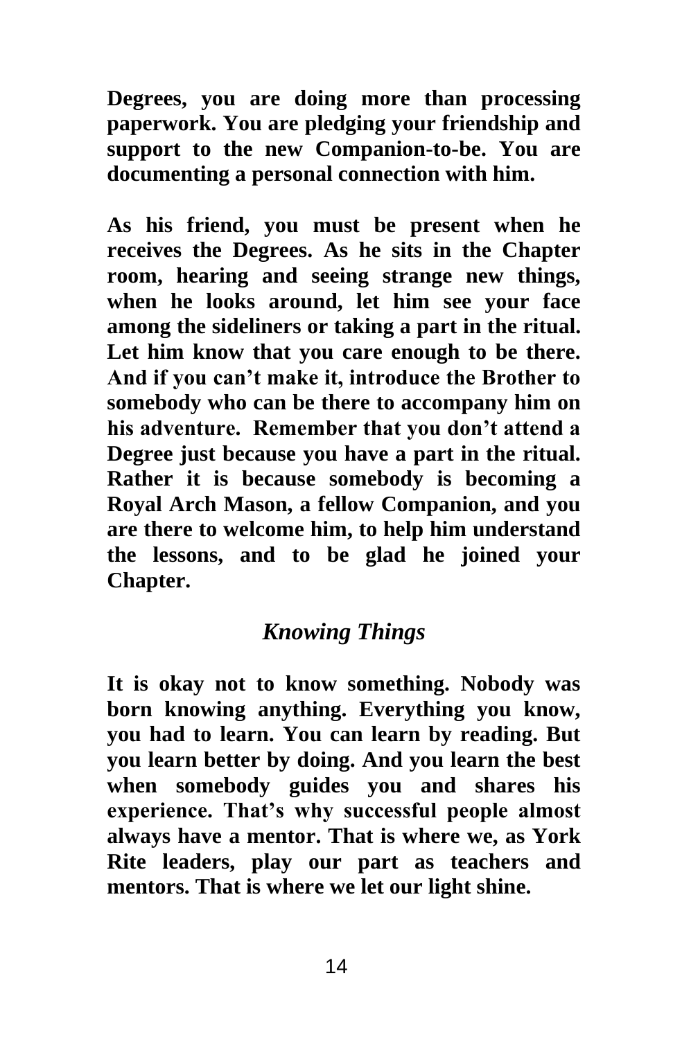**Degrees, you are doing more than processing paperwork. You are pledging your friendship and support to the new Companion-to-be. You are documenting a personal connection with him.**

**As his friend, you must be present when he receives the Degrees. As he sits in the Chapter room, hearing and seeing strange new things, when he looks around, let him see your face among the sideliners or taking a part in the ritual. Let him know that you care enough to be there. And if you can't make it, introduce the Brother to somebody who can be there to accompany him on his adventure. Remember that you don't attend a Degree just because you have a part in the ritual. Rather it is because somebody is becoming a Royal Arch Mason, a fellow Companion, and you are there to welcome him, to help him understand the lessons, and to be glad he joined your Chapter.**

## *Knowing Things*

**It is okay not to know something. Nobody was born knowing anything. Everything you know, you had to learn. You can learn by reading. But you learn better by doing. And you learn the best when somebody guides you and shares his experience. That's why successful people almost always have a mentor. That is where we, as York Rite leaders, play our part as teachers and mentors. That is where we let our light shine.**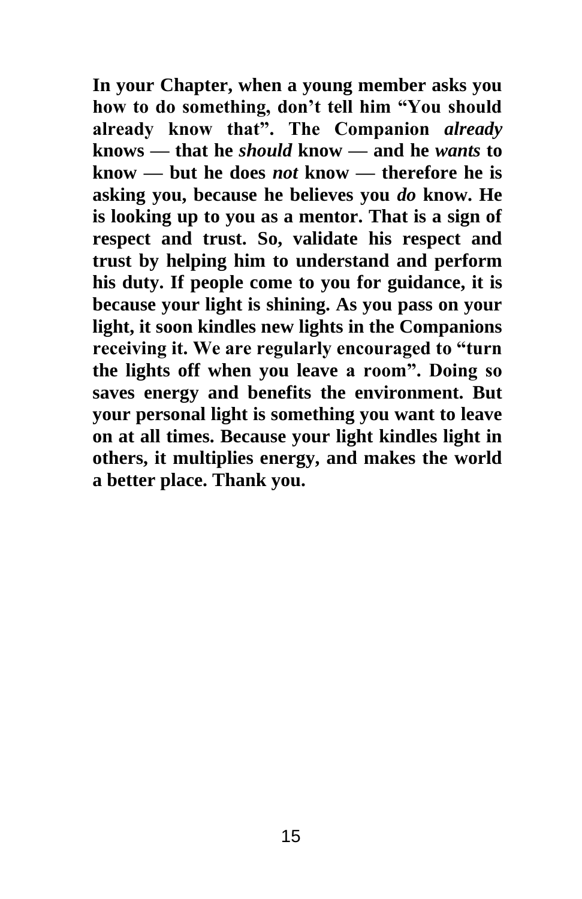**In your Chapter, when a young member asks you how to do something, don't tell him "You should already know that". The Companion *already* knows — that he *should* know — and he *wants* to know — but he does *not* know — therefore he is asking you, because he believes you *do* know. He is looking up to you as a mentor. That is a sign of respect and trust. So, validate his respect and trust by helping him to understand and perform his duty. If people come to you for guidance, it is because your light is shining. As you pass on your light, it soon kindles new lights in the Companions receiving it. We are regularly encouraged to "turn the lights off when you leave a room". Doing so saves energy and benefits the environment. But your personal light is something you want to leave on at all times. Because your light kindles light in others, it multiplies energy, and makes the world a better place. Thank you.**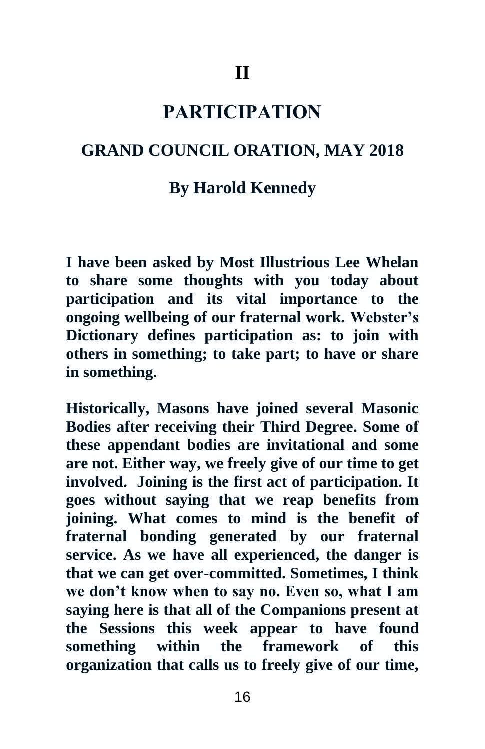# II

# PARTICIPATION

## GRAND COUNCIL ORATION, MAY 2018

### By Harold Kennedy

**I have been asked by Most Illustrious Lee Whelan to share some thoughts with you today about participation and its vital importance to the ongoing wellbeing of our fraternal work. Webster's Dictionary defines participation as: to join with others in something; to take part; to have or share in something.**

**Historically, Masons have joined several Masonic Bodies after receiving their Third Degree. Some of these appendant bodies are invitational and some are not. Either way, we freely give of our time to get involved. Joining is the first act of participation. It goes without saying that we reap benefits from joining. What comes to mind is the benefit of fraternal bonding generated by our fraternal service. As we have all experienced, the danger is that we can get over-committed. Sometimes, I think we don't know when to say no. Even so, what I am saying here is that all of the Companions present at the Sessions this week appear to have found something within the framework of this organization that calls us to freely give of our time,**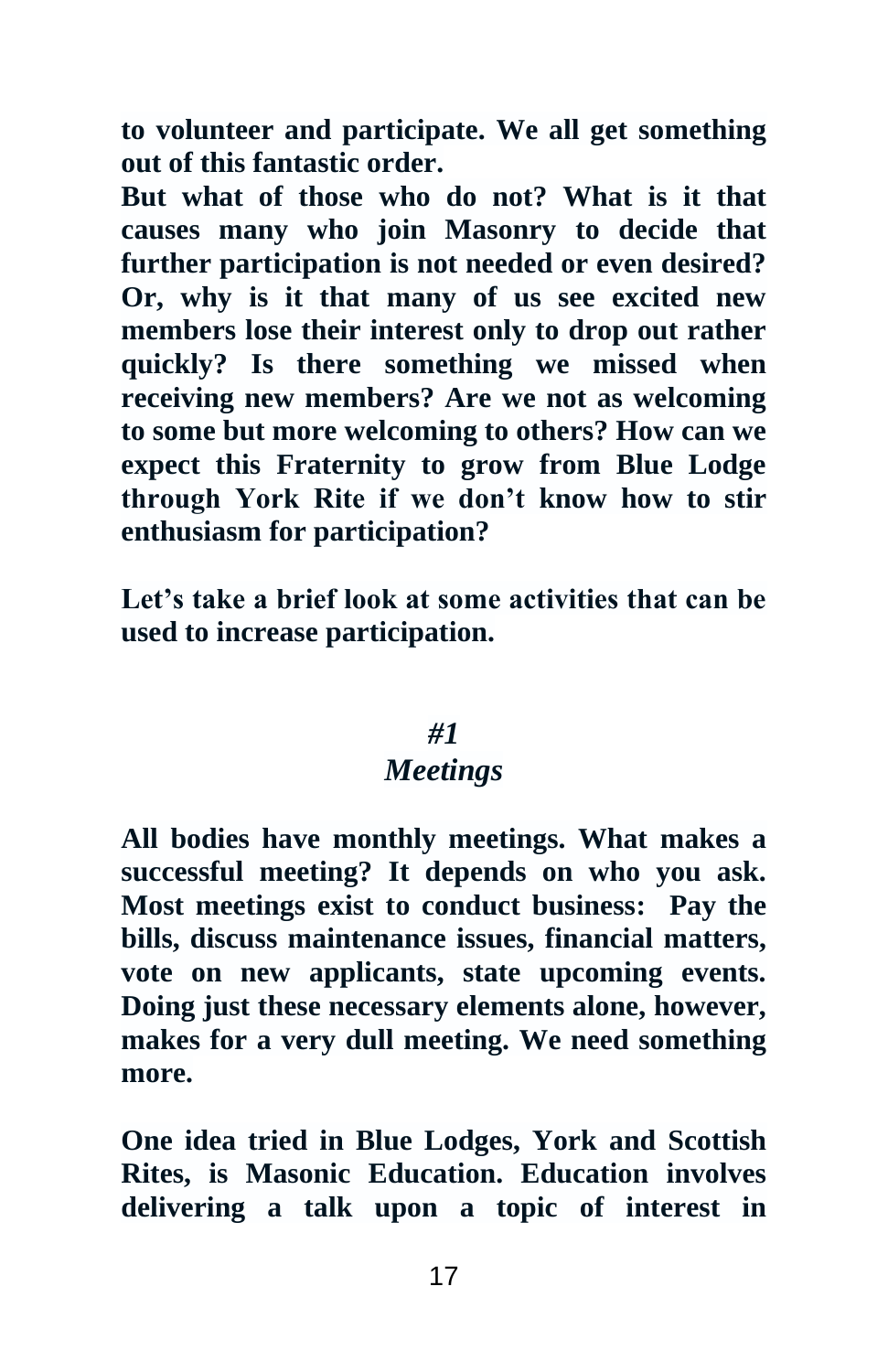**to volunteer and participate. We all get something out of this fantastic order.**

**But what of those who do not? What is it that causes many who join Masonry to decide that further participation is not needed or even desired? Or, why is it that many of us see excited new members lose their interest only to drop out rather quickly? Is there something we missed when receiving new members? Are we not as welcoming to some but more welcoming to others? How can we expect this Fraternity to grow from Blue Lodge through York Rite if we don't know how to stir enthusiasm for participation?**

**Let's take a brief look at some activities that can be used to increase participation.**

## *#1*
## *Meetings*

**All bodies have monthly meetings. What makes a successful meeting? It depends on who you ask. Most meetings exist to conduct business: Pay the bills, discuss maintenance issues, financial matters, vote on new applicants, state upcoming events. Doing just these necessary elements alone, however, makes for a very dull meeting. We need something more.**

**One idea tried in Blue Lodges, York and Scottish Rites, is Masonic Education. Education involves delivering a talk upon a topic of interest in**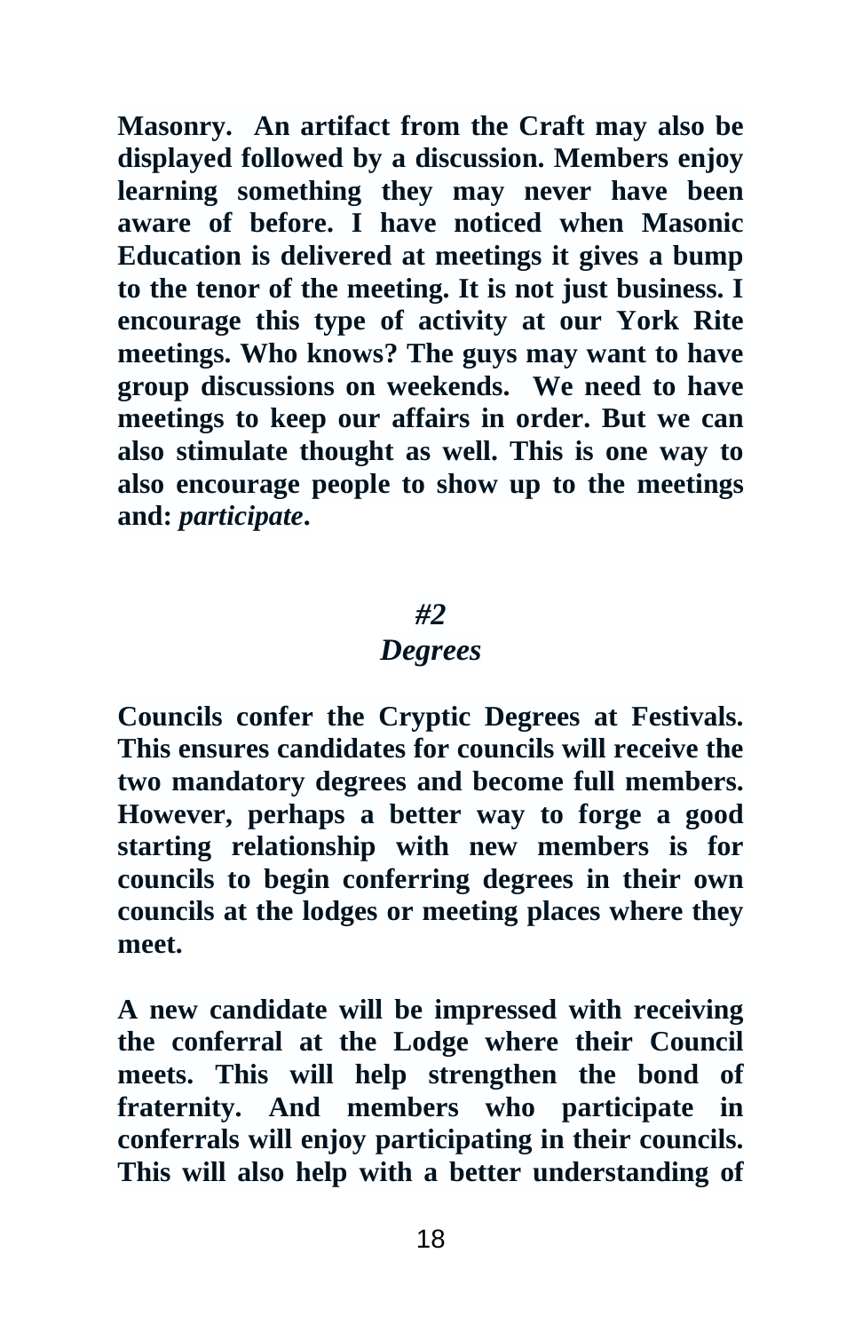**Masonry. An artifact from the Craft may also be displayed followed by a discussion. Members enjoy learning something they may never have been aware of before. I have noticed when Masonic Education is delivered at meetings it gives a bump to the tenor of the meeting. It is not just business. I encourage this type of activity at our York Rite meetings. Who knows? The guys may want to have group discussions on weekends. We need to have meetings to keep our affairs in order. But we can also stimulate thought as well. This is one way to also encourage people to show up to the meetings and: *participate*.**

## *#2*
## *Degrees*

**Councils confer the Cryptic Degrees at Festivals. This ensures candidates for councils will receive the two mandatory degrees and become full members. However, perhaps a better way to forge a good starting relationship with new members is for councils to begin conferring degrees in their own councils at the lodges or meeting places where they meet.**

**A new candidate will be impressed with receiving the conferral at the Lodge where their Council meets. This will help strengthen the bond of fraternity. And members who participate in conferrals will enjoy participating in their councils. This will also help with a better understanding of**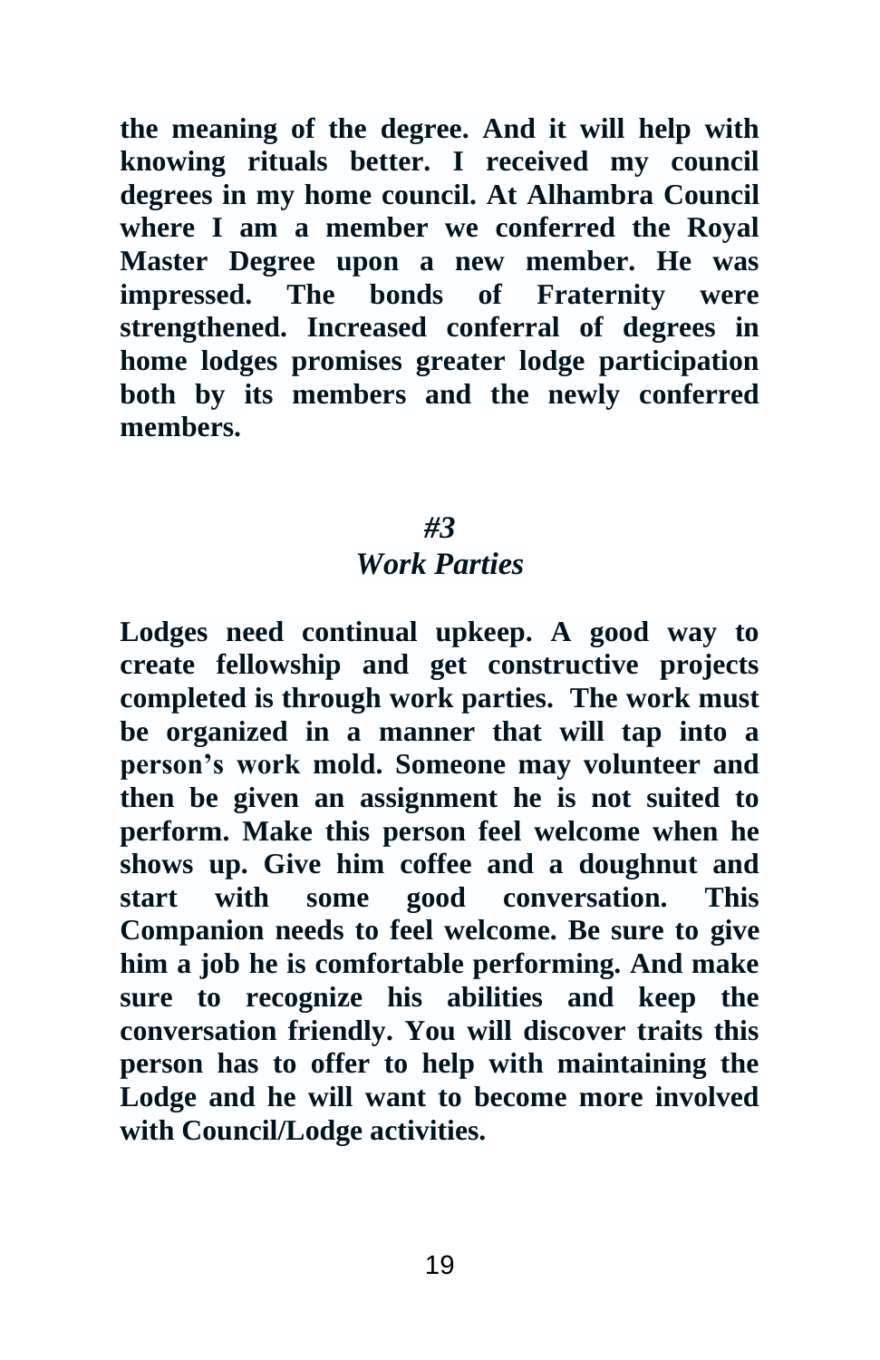**the meaning of the degree. And it will help with knowing rituals better. I received my council degrees in my home council. At Alhambra Council where I am a member we conferred the Royal Master Degree upon a new member. He was impressed. The bonds of Fraternity were strengthened. Increased conferral of degrees in home lodges promises greater lodge participation both by its members and the newly conferred members.**

## *#3*
## *Work Parties*

**Lodges need continual upkeep. A good way to create fellowship and get constructive projects completed is through work parties. The work must be organized in a manner that will tap into a person's work mold. Someone may volunteer and then be given an assignment he is not suited to perform. Make this person feel welcome when he shows up. Give him coffee and a doughnut and start with some good conversation. This Companion needs to feel welcome. Be sure to give him a job he is comfortable performing. And make sure to recognize his abilities and keep the conversation friendly. You will discover traits this person has to offer to help with maintaining the Lodge and he will want to become more involved with Council/Lodge activities.**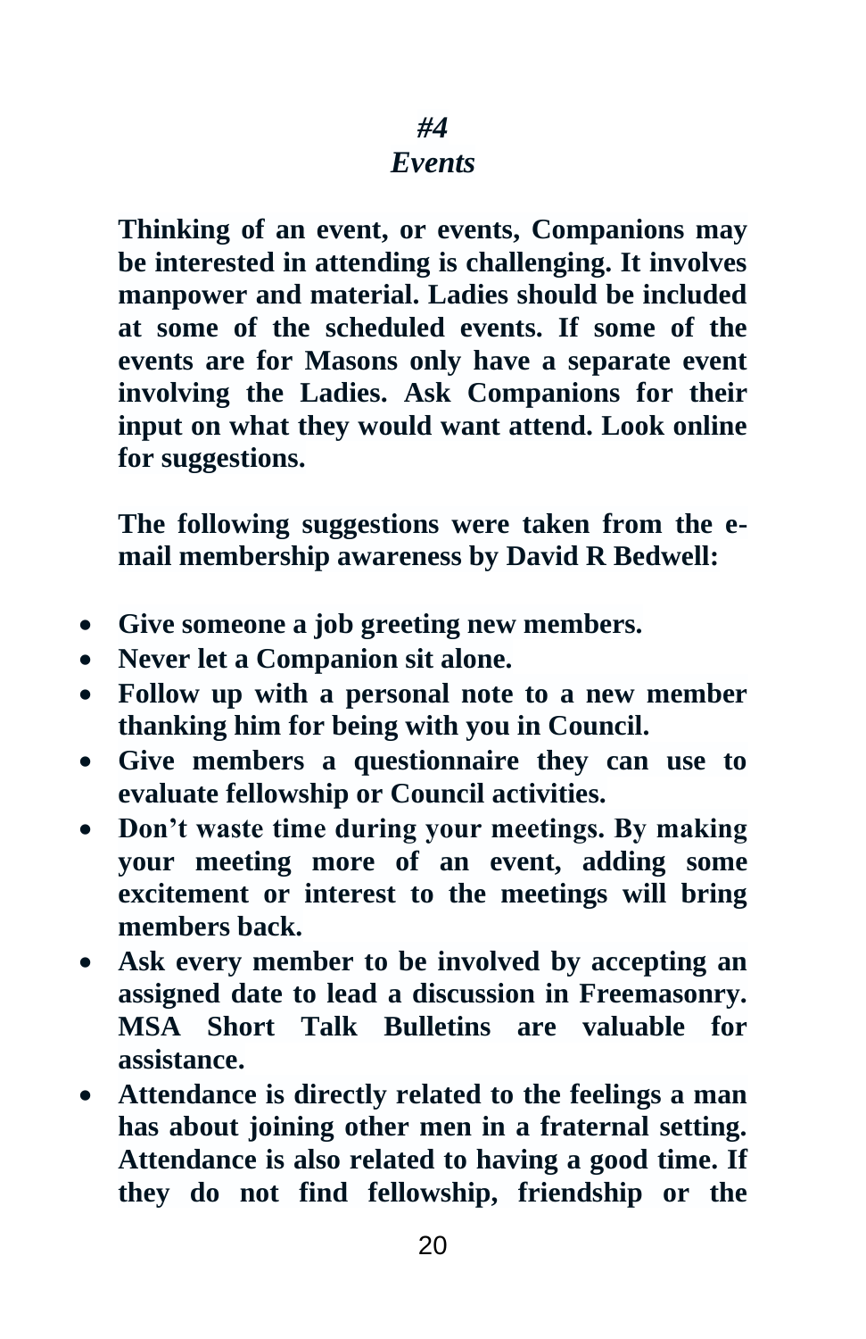## *#4*
## *Events*

**Thinking of an event, or events, Companions may be interested in attending is challenging. It involves manpower and material. Ladies should be included at some of the scheduled events. If some of the events are for Masons only have a separate event involving the Ladies. Ask Companions for their input on what they would want attend. Look online for suggestions.**

**The following suggestions were taken from the e-mail membership awareness by David R Bedwell:**

- **Give someone a job greeting new members.**
- **Never let a Companion sit alone.**
- **Follow up with a personal note to a new member thanking him for being with you in Council.**
- **Give members a questionnaire they can use to evaluate fellowship or Council activities.**
- **Don't waste time during your meetings. By making your meeting more of an event, adding some excitement or interest to the meetings will bring members back.**
- **Ask every member to be involved by accepting an assigned date to lead a discussion in Freemasonry. MSA Short Talk Bulletins are valuable for assistance.**
- **Attendance is directly related to the feelings a man has about joining other men in a fraternal setting. Attendance is also related to having a good time. If they do not find fellowship, friendship or the**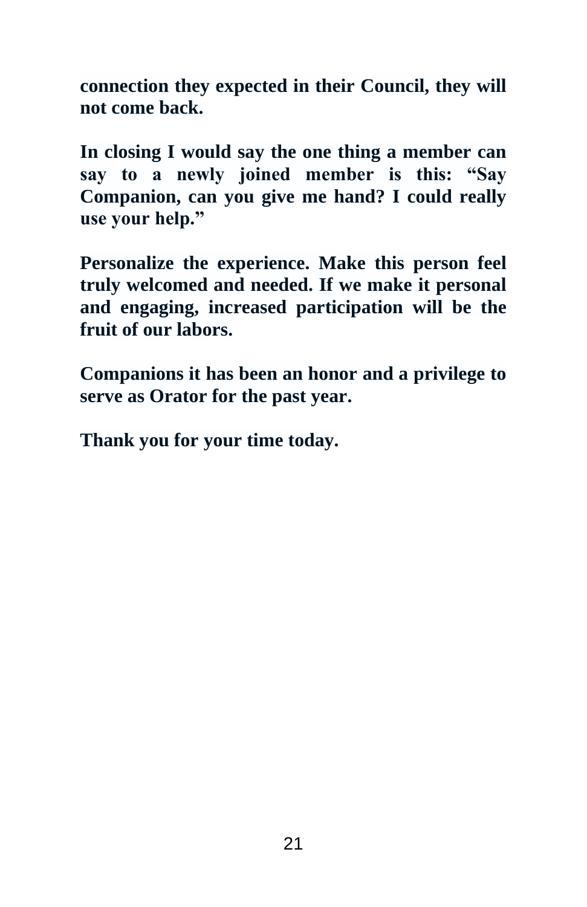**connection they expected in their Council, they will not come back.**

**In closing I would say the one thing a member can say to a newly joined member is this: "Say Companion, can you give me hand? I could really use your help."**

**Personalize the experience. Make this person feel truly welcomed and needed. If we make it personal and engaging, increased participation will be the fruit of our labors.**

**Companions it has been an honor and a privilege to serve as Orator for the past year.**

**Thank you for your time today.**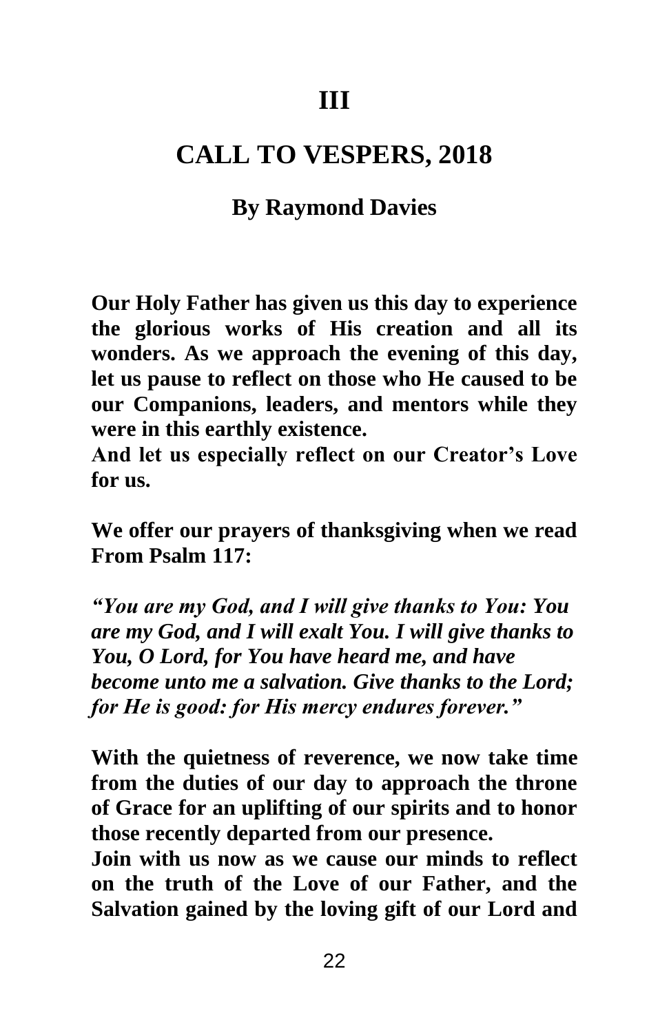# III

# CALL TO VESPERS, 2018

## By Raymond Davies

**Our Holy Father has given us this day to experience the glorious works of His creation and all its wonders. As we approach the evening of this day, let us pause to reflect on those who He caused to be our Companions, leaders, and mentors while they were in this earthly existence.**
**And let us especially reflect on our Creator's Love for us.**

**We offer our prayers of thanksgiving when we read From Psalm 117:**

***"You are my God, and I will give thanks to You: You are my God, and I will exalt You. I will give thanks to You, O Lord, for You have heard me, and have become unto me a salvation. Give thanks to the Lord; for He is good: for His mercy endures forever."***

**With the quietness of reverence, we now take time from the duties of our day to approach the throne of Grace for an uplifting of our spirits and to honor those recently departed from our presence.**
**Join with us now as we cause our minds to reflect on the truth of the Love of our Father, and the Salvation gained by the loving gift of our Lord and**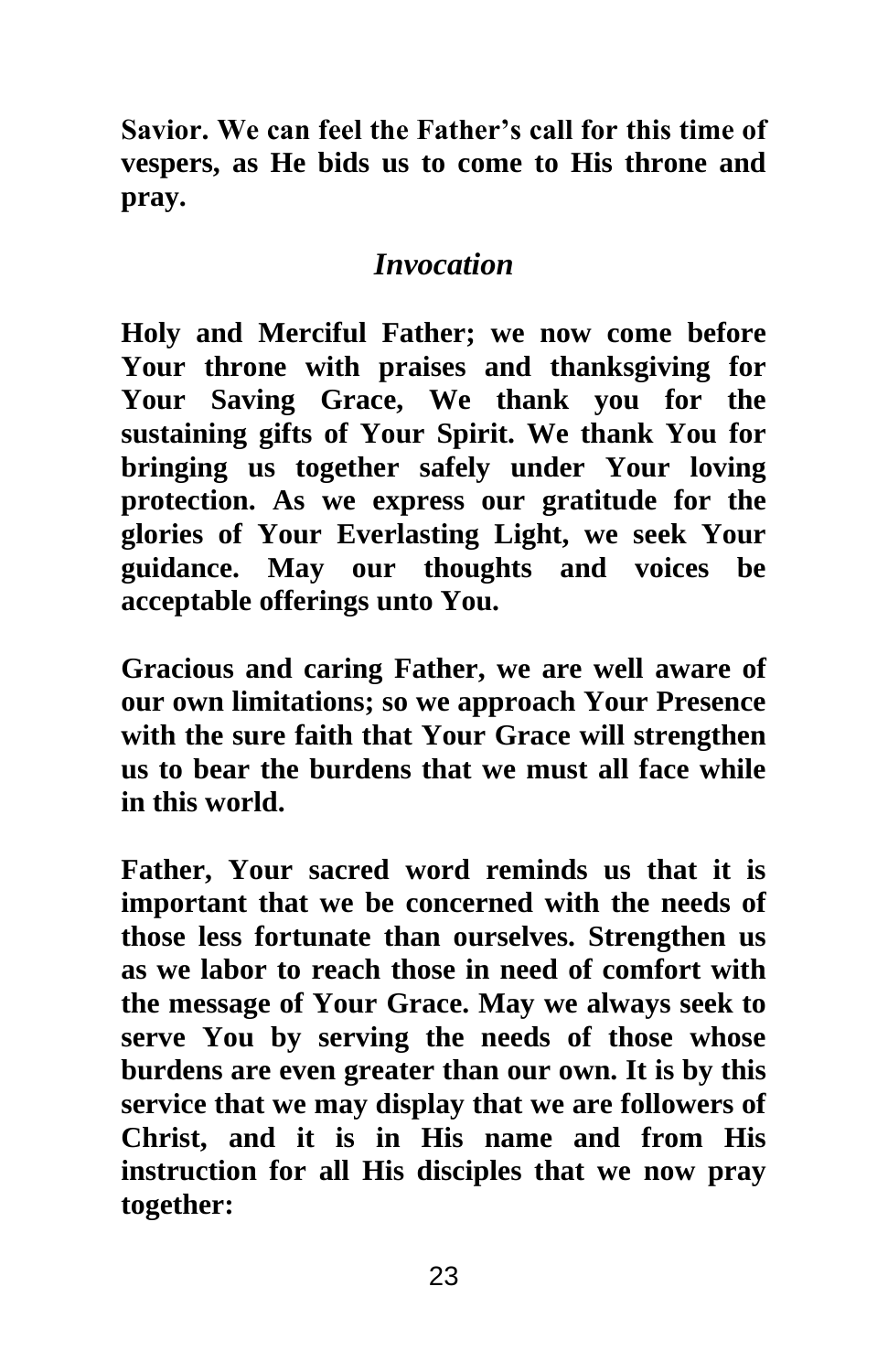**Savior. We can feel the Father's call for this time of vespers, as He bids us to come to His throne and pray.**

## *Invocation*

**Holy and Merciful Father; we now come before Your throne with praises and thanksgiving for Your Saving Grace, We thank you for the sustaining gifts of Your Spirit. We thank You for bringing us together safely under Your loving protection. As we express our gratitude for the glories of Your Everlasting Light, we seek Your guidance. May our thoughts and voices be acceptable offerings unto You.**

**Gracious and caring Father, we are well aware of our own limitations; so we approach Your Presence with the sure faith that Your Grace will strengthen us to bear the burdens that we must all face while in this world.**

**Father, Your sacred word reminds us that it is important that we be concerned with the needs of those less fortunate than ourselves. Strengthen us as we labor to reach those in need of comfort with the message of Your Grace. May we always seek to serve You by serving the needs of those whose burdens are even greater than our own. It is by this service that we may display that we are followers of Christ, and it is in His name and from His instruction for all His disciples that we now pray together:**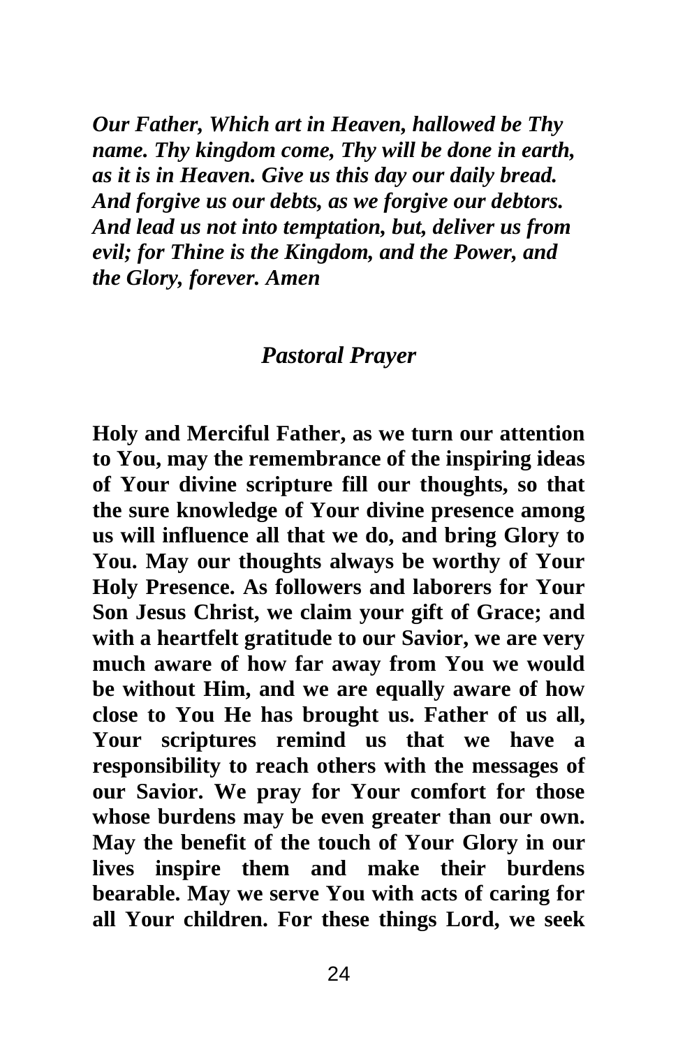*Our Father, Which art in Heaven, hallowed be Thy name. Thy kingdom come, Thy will be done in earth, as it is in Heaven. Give us this day our daily bread. And forgive us our debts, as we forgive our debtors. And lead us not into temptation, but, deliver us from evil; for Thine is the Kingdom, and the Power, and the Glory, forever. Amen*

## *Pastoral Prayer*

**Holy and Merciful Father, as we turn our attention to You, may the remembrance of the inspiring ideas of Your divine scripture fill our thoughts, so that the sure knowledge of Your divine presence among us will influence all that we do, and bring Glory to You. May our thoughts always be worthy of Your Holy Presence. As followers and laborers for Your Son Jesus Christ, we claim your gift of Grace; and with a heartfelt gratitude to our Savior, we are very much aware of how far away from You we would be without Him, and we are equally aware of how close to You He has brought us. Father of us all, Your scriptures remind us that we have a responsibility to reach others with the messages of our Savior. We pray for Your comfort for those whose burdens may be even greater than our own. May the benefit of the touch of Your Glory in our lives inspire them and make their burdens bearable. May we serve You with acts of caring for all Your children. For these things Lord, we seek**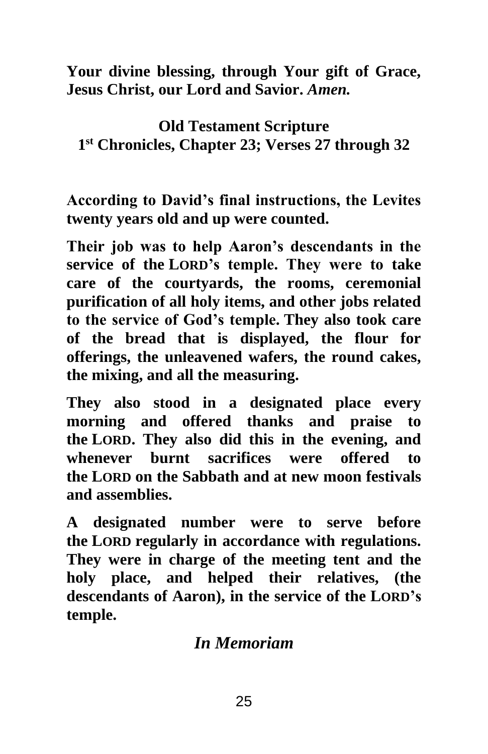**Your divine blessing, through Your gift of Grace, Jesus Christ, our Lord and Savior.** ***Amen.***

## Old Testament Scripture
## 1st Chronicles, Chapter 23; Verses 27 through 32

**According to David's final instructions, the Levites twenty years old and up were counted.**

**Their job was to help Aaron's descendants in the service of the LORD's temple. They were to take care of the courtyards, the rooms, ceremonial purification of all holy items, and other jobs related to the service of God's temple. They also took care of the bread that is displayed, the flour for offerings, the unleavened wafers, the round cakes, the mixing, and all the measuring.**

**They also stood in a designated place every morning and offered thanks and praise to the LORD. They also did this in the evening, and whenever burnt sacrifices were offered to the LORD on the Sabbath and at new moon festivals and assemblies.**

**A designated number were to serve before the LORD regularly in accordance with regulations. They were in charge of the meeting tent and the holy place, and helped their relatives, (the descendants of Aaron), in the service of the LORD's temple.**

## *In Memoriam*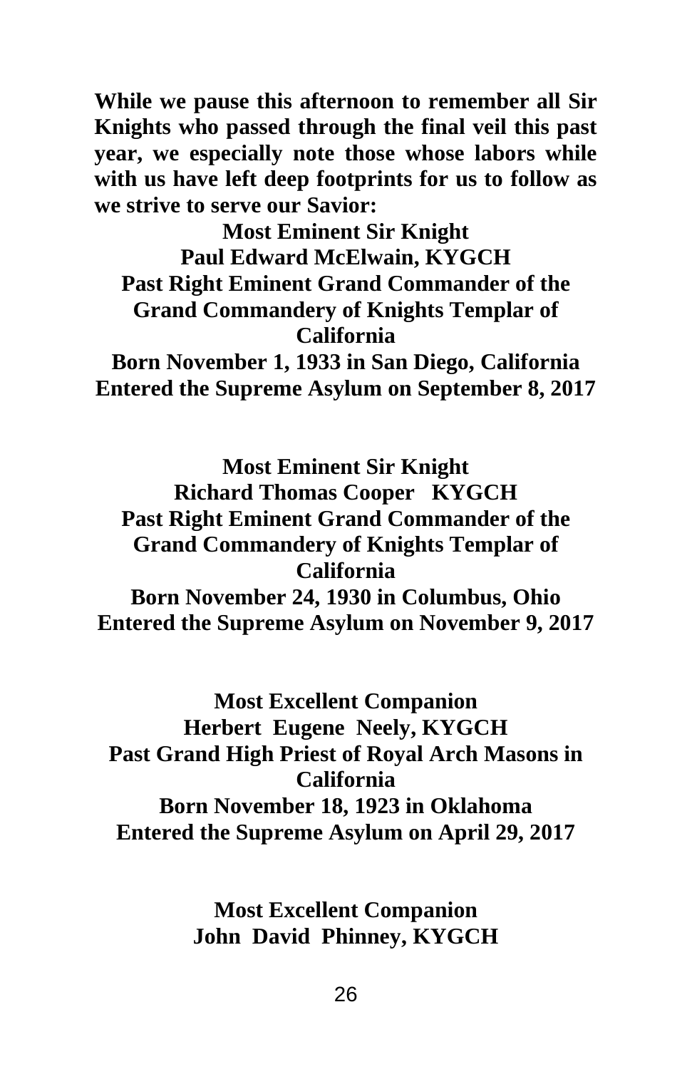**While we pause this afternoon to remember all Sir Knights who passed through the final veil this past year, we especially note those whose labors while with us have left deep footprints for us to follow as we strive to serve our Savior:**

**Most Eminent Sir Knight**
**Paul Edward McElwain, KYGCH**
**Past Right Eminent Grand Commander of the Grand Commandery of Knights Templar of California**
**Born November 1, 1933 in San Diego, California**
**Entered the Supreme Asylum on September 8, 2017**

**Most Eminent Sir Knight**
**Richard Thomas Cooper KYGCH**
**Past Right Eminent Grand Commander of the Grand Commandery of Knights Templar of California**
**Born November 24, 1930 in Columbus, Ohio**
**Entered the Supreme Asylum on November 9, 2017**

**Most Excellent Companion**
**Herbert Eugene Neely, KYGCH**
**Past Grand High Priest of Royal Arch Masons in California**
**Born November 18, 1923 in Oklahoma**
**Entered the Supreme Asylum on April 29, 2017**

**Most Excellent Companion**
**John David Phinney, KYGCH**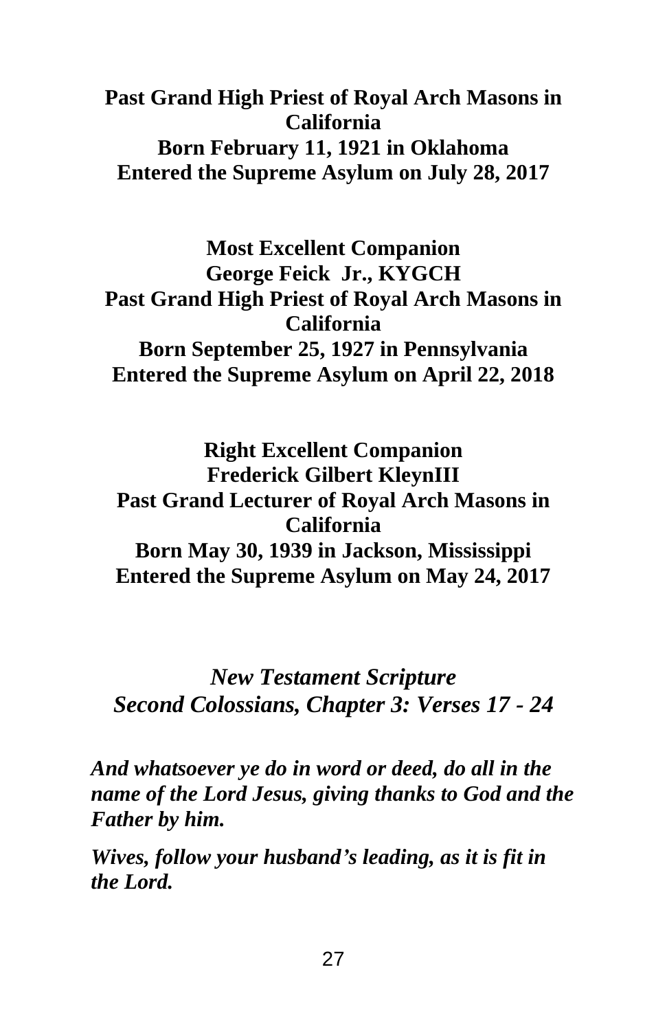**Past Grand High Priest of Royal Arch Masons in California**
**Born February 11, 1921 in Oklahoma**
**Entered the Supreme Asylum on July 28, 2017**

**Most Excellent Companion**
**George Feick Jr., KYGCH**
**Past Grand High Priest of Royal Arch Masons in California**
**Born September 25, 1927 in Pennsylvania**
**Entered the Supreme Asylum on April 22, 2018**

**Right Excellent Companion**
**Frederick Gilbert KleynIII**
**Past Grand Lecturer of Royal Arch Masons in California**
**Born May 30, 1939 in Jackson, Mississippi**
**Entered the Supreme Asylum on May 24, 2017**

***New Testament Scripture***
***Second Colossians, Chapter 3: Verses 17 - 24***

***And whatsoever ye do in word or deed, do all in the name of the Lord Jesus, giving thanks to God and the Father by him.***

***Wives, follow your husband's leading, as it is fit in the Lord.***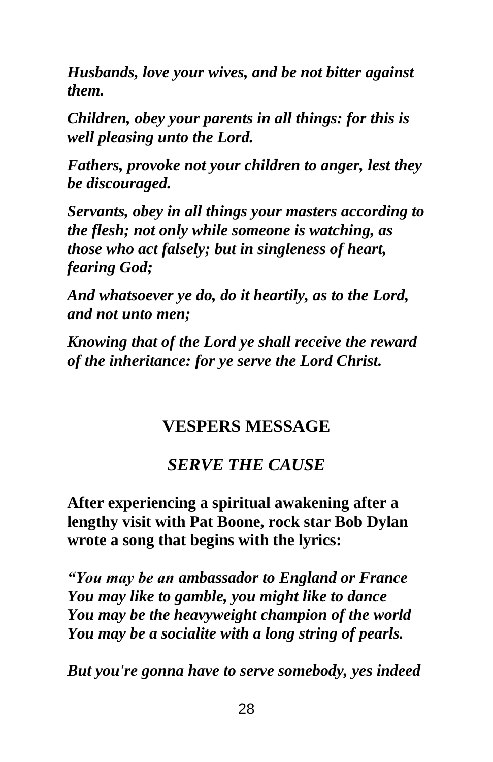*Husbands, love your wives, and be not bitter against them.*

*Children, obey your parents in all things: for this is well pleasing unto the Lord.*

*Fathers, provoke not your children to anger, lest they be discouraged.*

*Servants, obey in all things your masters according to the flesh; not only while someone is watching, as those who act falsely; but in singleness of heart, fearing God;*

*And whatsoever ye do, do it heartily, as to the Lord, and not unto men;*

*Knowing that of the Lord ye shall receive the reward of the inheritance: for ye serve the Lord Christ.*

## VESPERS MESSAGE

### *SERVE THE CAUSE*

**After experiencing a spiritual awakening after a lengthy visit with Pat Boone, rock star Bob Dylan wrote a song that begins with the lyrics:**

*"You may be an ambassador to England or France*
*You may like to gamble, you might like to dance*
*You may be the heavyweight champion of the world*
*You may be a socialite with a long string of pearls.*

*But you're gonna have to serve somebody, yes indeed*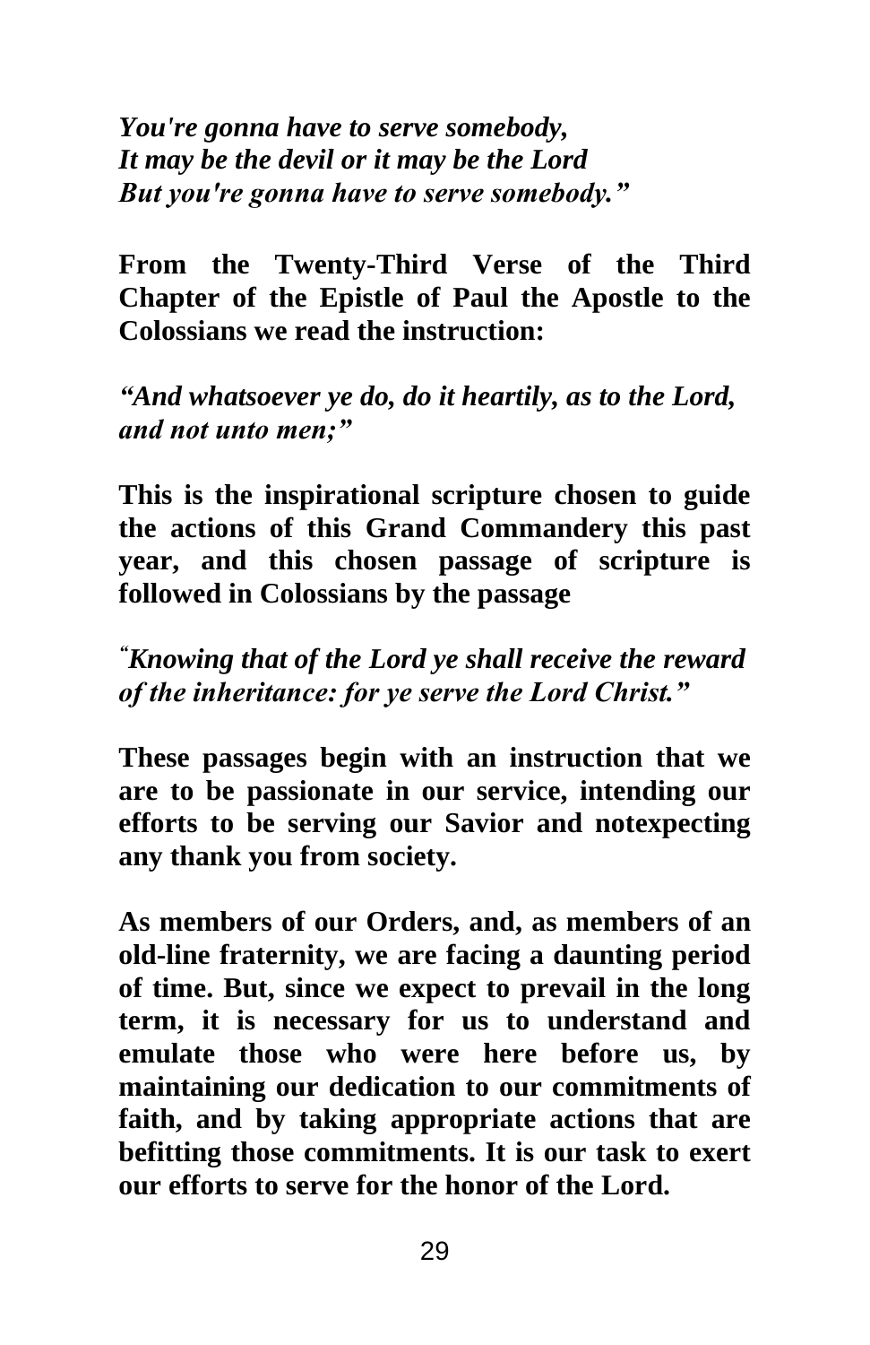***You're gonna have to serve somebody,***
***It may be the devil or it may be the Lord***
***But you're gonna have to serve somebody."***

**From the Twenty-Third Verse of the Third Chapter of the Epistle of Paul the Apostle to the Colossians we read the instruction:**

***"And whatsoever ye do, do it heartily, as to the Lord, and not unto men;"***

**This is the inspirational scripture chosen to guide the actions of this Grand Commandery this past year, and this chosen passage of scripture is followed in Colossians by the passage**

***"Knowing that of the Lord ye shall receive the reward of the inheritance: for ye serve the Lord Christ."***

**These passages begin with an instruction that we are to be passionate in our service, intending our efforts to be serving our Savior and notexpecting any thank you from society.**

**As members of our Orders, and, as members of an old-line fraternity, we are facing a daunting period of time. But, since we expect to prevail in the long term, it is necessary for us to understand and emulate those who were here before us, by maintaining our dedication to our commitments of faith, and by taking appropriate actions that are befitting those commitments. It is our task to exert our efforts to serve for the honor of the Lord.**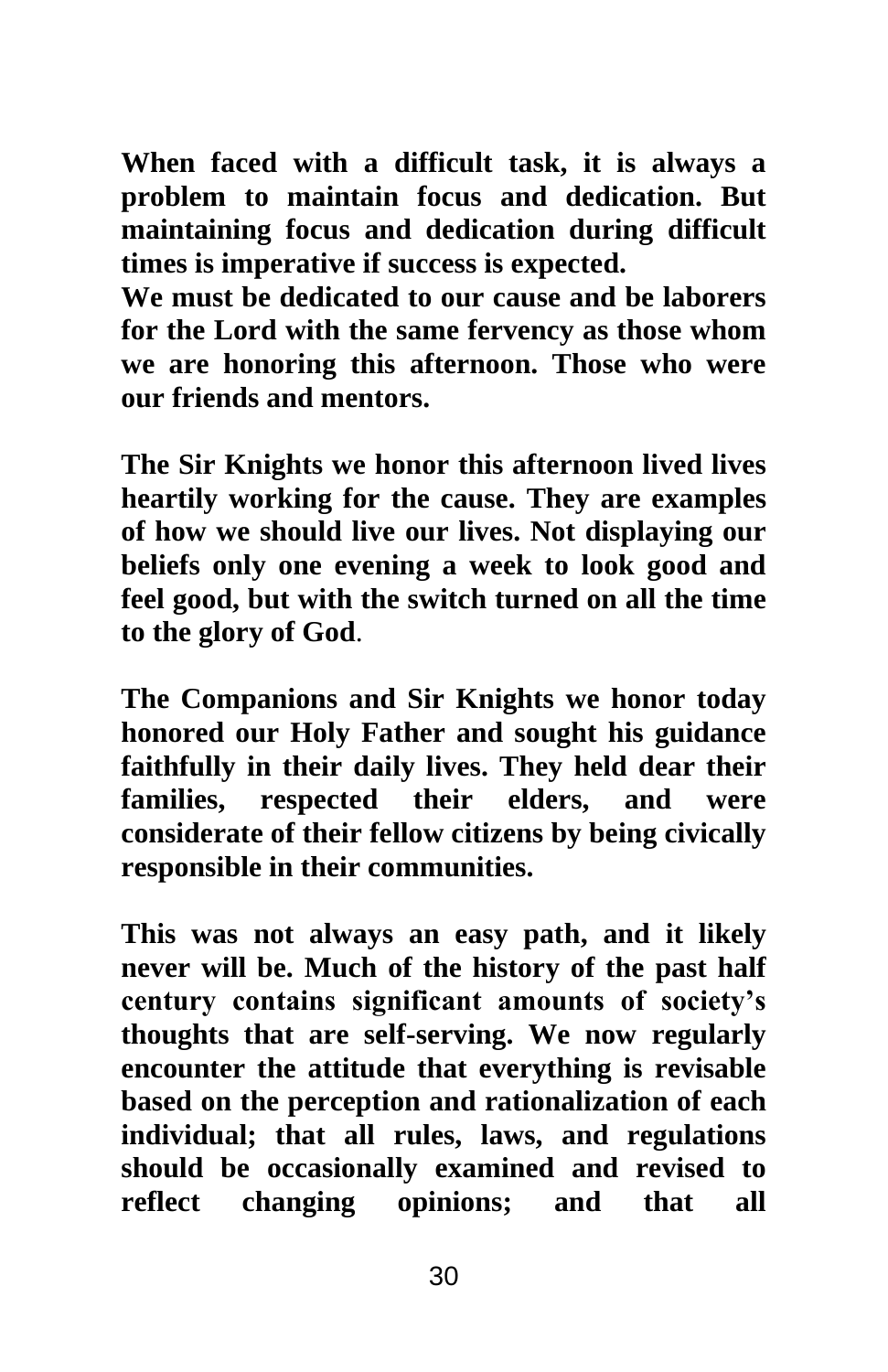**When faced with a difficult task, it is always a problem to maintain focus and dedication. But maintaining focus and dedication during difficult times is imperative if success is expected.**
**We must be dedicated to our cause and be laborers for the Lord with the same fervency as those whom we are honoring this afternoon. Those who were our friends and mentors.**

**The Sir Knights we honor this afternoon lived lives heartily working for the cause. They are examples of how we should live our lives. Not displaying our beliefs only one evening a week to look good and feel good, but with the switch turned on all the time to the glory of God**.

**The Companions and Sir Knights we honor today honored our Holy Father and sought his guidance faithfully in their daily lives. They held dear their families, respected their elders, and were considerate of their fellow citizens by being civically responsible in their communities.**

**This was not always an easy path, and it likely never will be. Much of the history of the past half century contains significant amounts of society's thoughts that are self-serving. We now regularly encounter the attitude that everything is revisable based on the perception and rationalization of each individual; that all rules, laws, and regulations should be occasionally examined and revised to reflect changing opinions; and that all**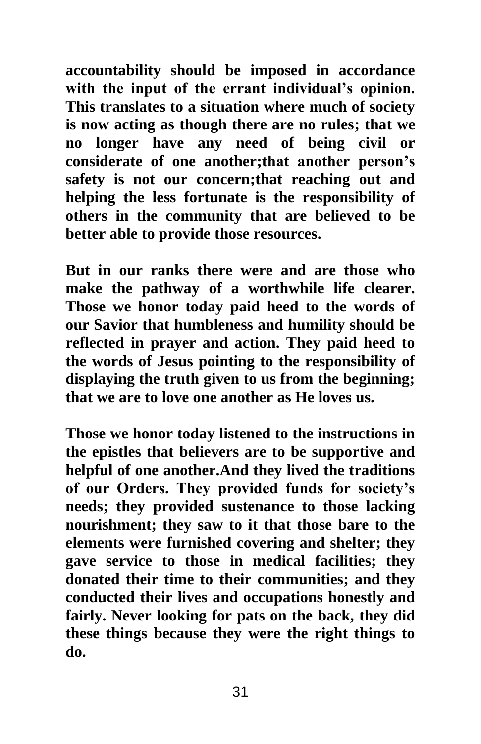**accountability should be imposed in accordance with the input of the errant individual's opinion. This translates to a situation where much of society is now acting as though there are no rules; that we no longer have any need of being civil or considerate of one another;that another person's safety is not our concern;that reaching out and helping the less fortunate is the responsibility of others in the community that are believed to be better able to provide those resources.**

**But in our ranks there were and are those who make the pathway of a worthwhile life clearer. Those we honor today paid heed to the words of our Savior that humbleness and humility should be reflected in prayer and action. They paid heed to the words of Jesus pointing to the responsibility of displaying the truth given to us from the beginning; that we are to love one another as He loves us.**

**Those we honor today listened to the instructions in the epistles that believers are to be supportive and helpful of one another.And they lived the traditions of our Orders. They provided funds for society's needs; they provided sustenance to those lacking nourishment; they saw to it that those bare to the elements were furnished covering and shelter; they gave service to those in medical facilities; they donated their time to their communities; and they conducted their lives and occupations honestly and fairly. Never looking for pats on the back, they did these things because they were the right things to do.**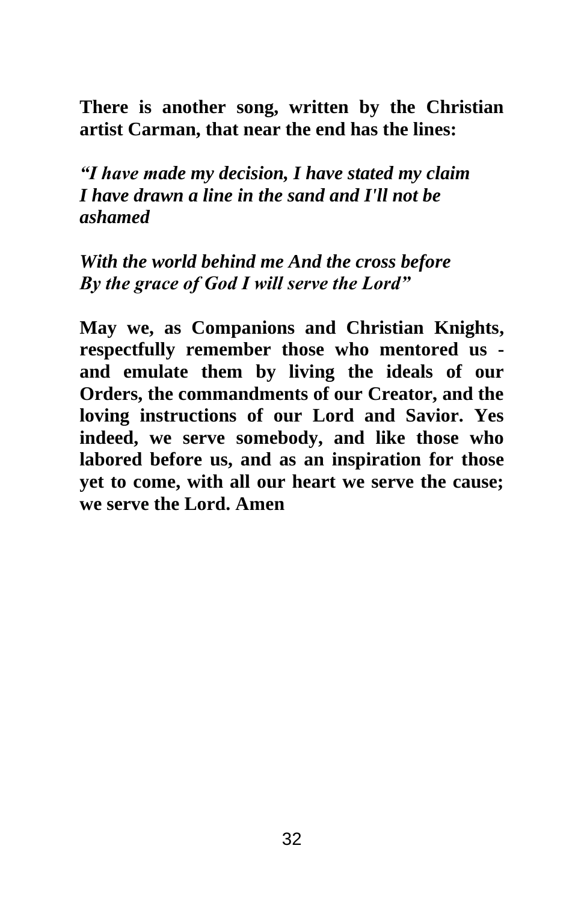**There is another song, written by the Christian artist Carman, that near the end has the lines:**

***"I have made my decision, I have stated my claim***
***I have drawn a line in the sand and I'll not be ashamed***

***With the world behind me And the cross before***
***By the grace of God I will serve the Lord"***

**May we, as Companions and Christian Knights, respectfully remember those who mentored us - and emulate them by living the ideals of our Orders, the commandments of our Creator, and the loving instructions of our Lord and Savior. Yes indeed, we serve somebody, and like those who labored before us, and as an inspiration for those yet to come, with all our heart we serve the cause; we serve the Lord. Amen**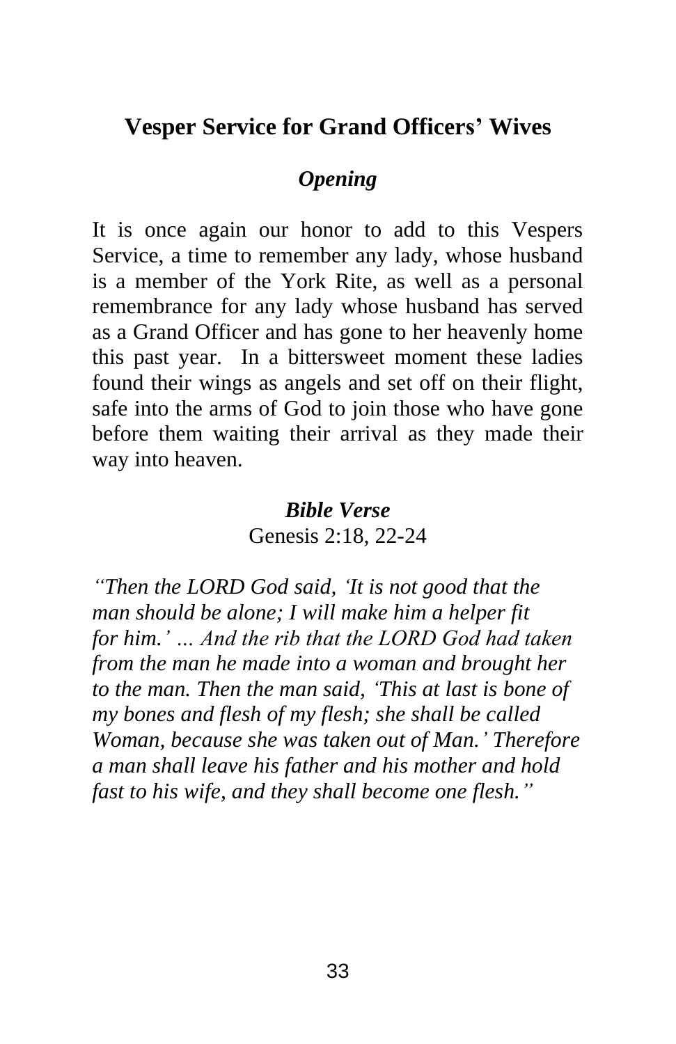## Vesper Service for Grand Officers' Wives

### *Opening*

It is once again our honor to add to this Vespers Service, a time to remember any lady, whose husband is a member of the York Rite, as well as a personal remembrance for any lady whose husband has served as a Grand Officer and has gone to her heavenly home this past year.  In a bittersweet moment these ladies found their wings as angels and set off on their flight, safe into the arms of God to join those who have gone before them waiting their arrival as they made their way into heaven.

### *Bible Verse*

Genesis 2:18, 22-24

*"Then the LORD God said, 'It is not good that the man should be alone; I will make him a helper fit for him.' … And the rib that the LORD God had taken from the man he made into a woman and brought her to the man. Then the man said, 'This at last is bone of my bones and flesh of my flesh; she shall be called Woman, because she was taken out of Man.' Therefore a man shall leave his father and his mother and hold fast to his wife, and they shall become one flesh."*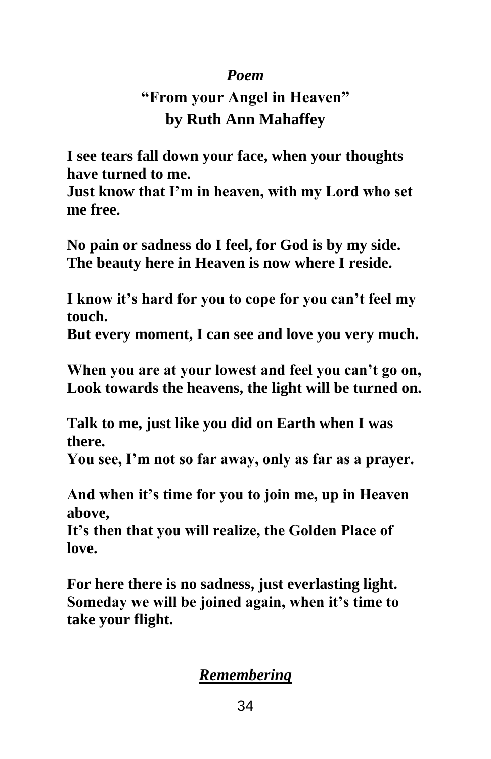*Poem*

**"From your Angel in Heaven"**
**by Ruth Ann Mahaffey**

**I see tears fall down your face, when your thoughts have turned to me.**
**Just know that I'm in heaven, with my Lord who set me free.**

**No pain or sadness do I feel, for God is by my side.**
**The beauty here in Heaven is now where I reside.**

**I know it's hard for you to cope for you can't feel my touch.**
**But every moment, I can see and love you very much.**

**When you are at your lowest and feel you can't go on,**
**Look towards the heavens, the light will be turned on.**

**Talk to me, just like you did on Earth when I was there.**
**You see, I'm not so far away, only as far as a prayer.**

**And when it's time for you to join me, up in Heaven above,**
**It's then that you will realize, the Golden Place of love.**

**For here there is no sadness, just everlasting light.**
**Someday we will be joined again, when it's time to take your flight.**

***<u>Remembering</u>***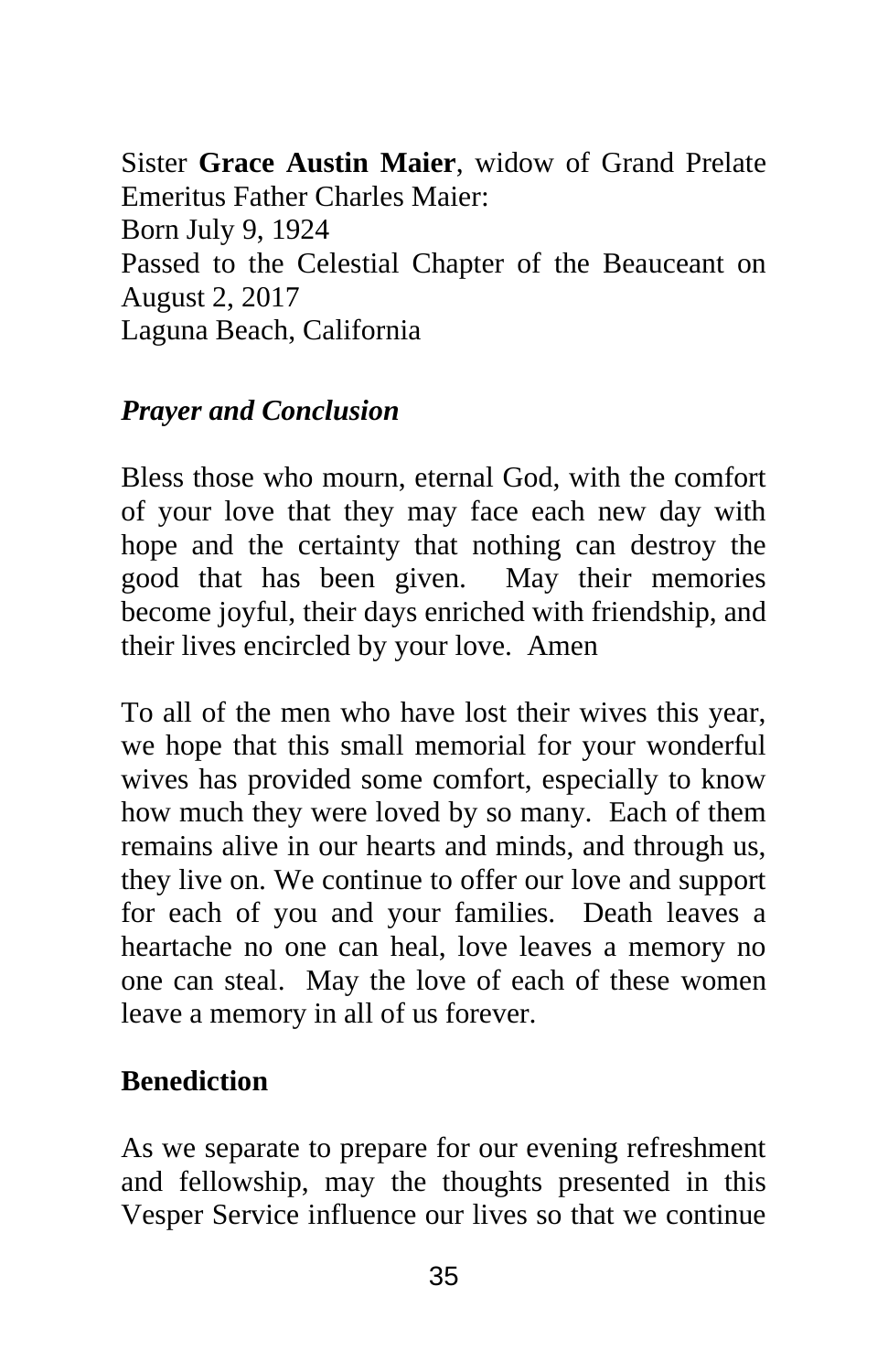Sister **Grace Austin Maier**, widow of Grand Prelate Emeritus Father Charles Maier:
Born July 9, 1924
Passed to the Celestial Chapter of the Beauceant on August 2, 2017
Laguna Beach, California

***Prayer and Conclusion***

Bless those who mourn, eternal God, with the comfort of your love that they may face each new day with hope and the certainty that nothing can destroy the good that has been given. May their memories become joyful, their days enriched with friendship, and their lives encircled by your love. Amen

To all of the men who have lost their wives this year, we hope that this small memorial for your wonderful wives has provided some comfort, especially to know how much they were loved by so many. Each of them remains alive in our hearts and minds, and through us, they live on. We continue to offer our love and support for each of you and your families. Death leaves a heartache no one can heal, love leaves a memory no one can steal. May the love of each of these women leave a memory in all of us forever.

**Benediction**

As we separate to prepare for our evening refreshment and fellowship, may the thoughts presented in this Vesper Service influence our lives so that we continue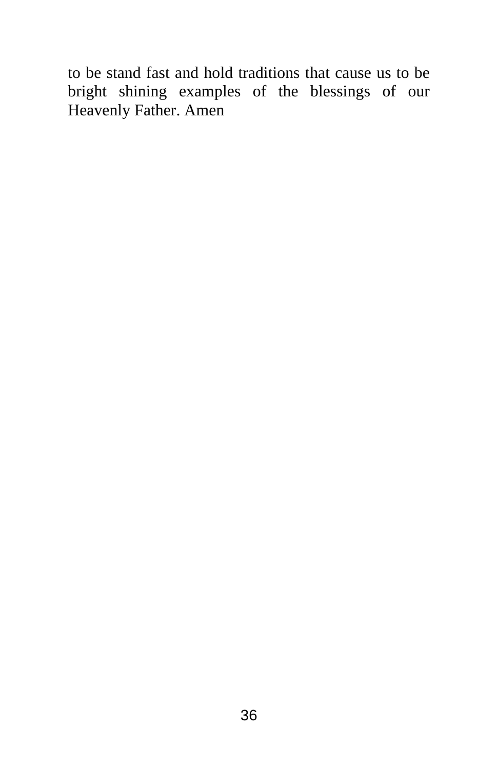to be stand fast and hold traditions that cause us to be bright shining examples of the blessings of our Heavenly Father. Amen